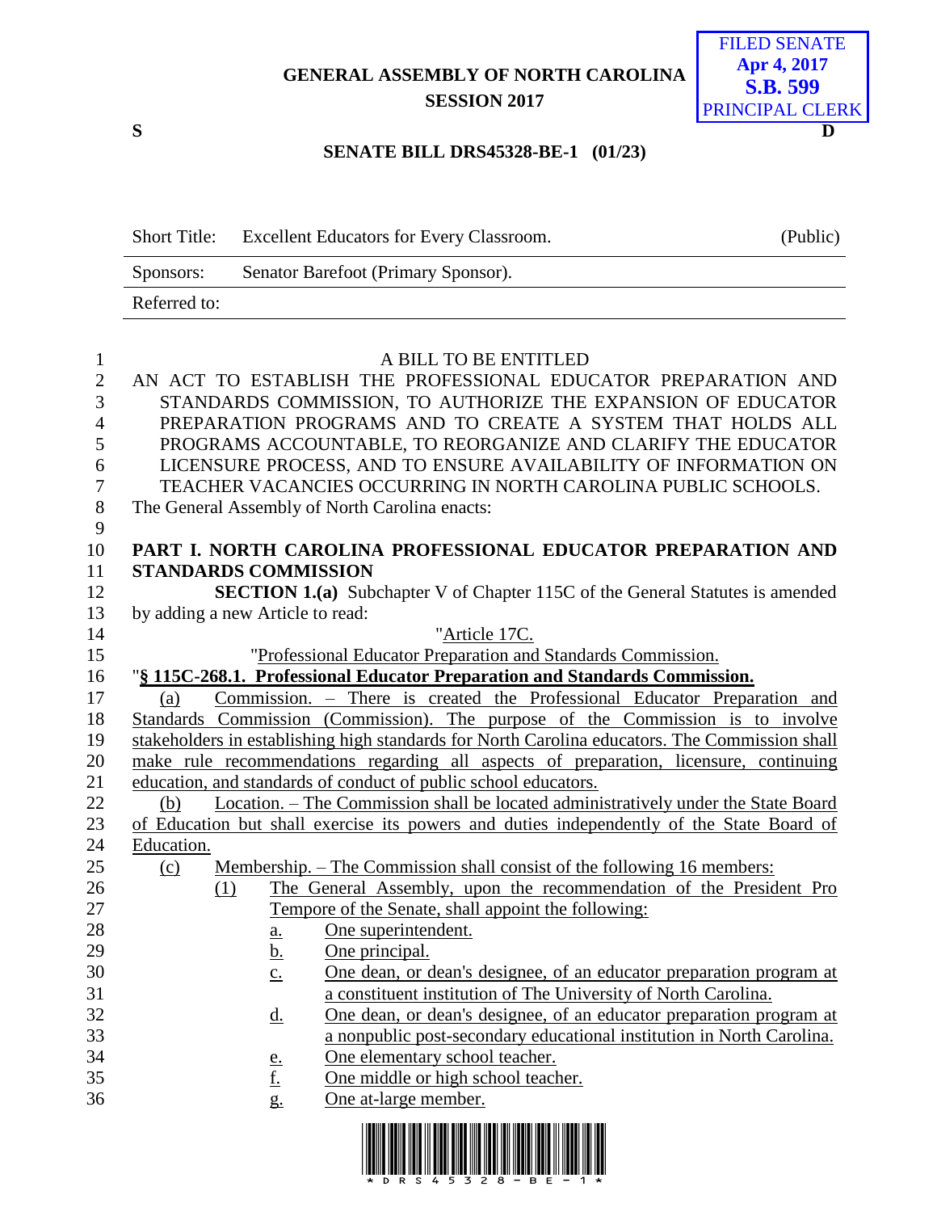GENERAL ASSEMBLY OF NORTH CAROLINA
SESSION 2017

FILED SENATE
Apr 4, 2017
S.B. 599
PRINCIPAL CLERK

S D

**SENATE BILL DRS45328-BE-1 (01/23)**

| Short Title: | Excellent Educators for Every Classroom. | (Public) |
|---|---|---|
| Sponsors: | Senator Barefoot (Primary Sponsor). | |
| Referred to: | | |

A BILL TO BE ENTITLED

AN ACT TO ESTABLISH THE PROFESSIONAL EDUCATOR PREPARATION AND STANDARDS COMMISSION, TO AUTHORIZE THE EXPANSION OF EDUCATOR PREPARATION PROGRAMS AND TO CREATE A SYSTEM THAT HOLDS ALL PROGRAMS ACCOUNTABLE, TO REORGANIZE AND CLARIFY THE EDUCATOR LICENSURE PROCESS, AND TO ENSURE AVAILABILITY OF INFORMATION ON TEACHER VACANCIES OCCURRING IN NORTH CAROLINA PUBLIC SCHOOLS.

The General Assembly of North Carolina enacts:

**PART I. NORTH CAROLINA PROFESSIONAL EDUCATOR PREPARATION AND STANDARDS COMMISSION**

**SECTION 1.(a)** Subchapter V of Chapter 115C of the General Statutes is amended by adding a new Article to read:

"Article 17C.

"Professional Educator Preparation and Standards Commission.

"**§ 115C-268.1. Professional Educator Preparation and Standards Commission.**

(a) Commission. – There is created the Professional Educator Preparation and Standards Commission (Commission). The purpose of the Commission is to involve stakeholders in establishing high standards for North Carolina educators. The Commission shall make rule recommendations regarding all aspects of preparation, licensure, continuing education, and standards of conduct of public school educators.

(b) Location. – The Commission shall be located administratively under the State Board of Education but shall exercise its powers and duties independently of the State Board of Education.

(c) Membership. – The Commission shall consist of the following 16 members:

(1) The General Assembly, upon the recommendation of the President Pro Tempore of the Senate, shall appoint the following:

a. One superintendent.
b. One principal.
c. One dean, or dean's designee, of an educator preparation program at a constituent institution of The University of North Carolina.
d. One dean, or dean's designee, of an educator preparation program at a nonpublic post-secondary educational institution in North Carolina.
e. One elementary school teacher.
f. One middle or high school teacher.
g. One at-large member.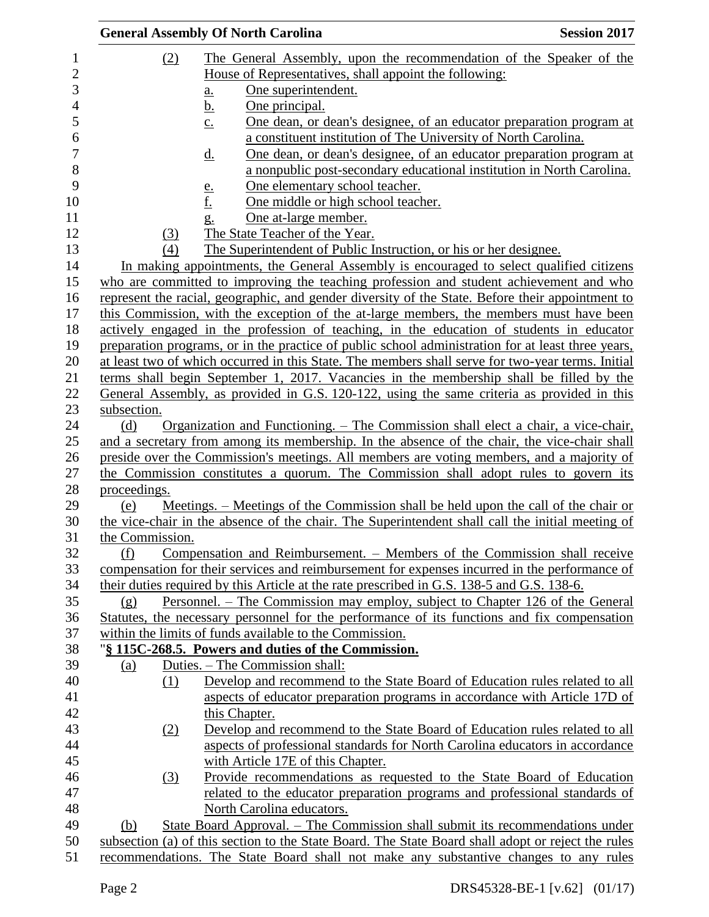(2) The General Assembly, upon the recommendation of the Speaker of the House of Representatives, shall appoint the following:

a. One superintendent.

b. One principal.

c. One dean, or dean's designee, of an educator preparation program at a constituent institution of The University of North Carolina.

d. One dean, or dean's designee, of an educator preparation program at a nonpublic post-secondary educational institution in North Carolina.

e. One elementary school teacher.

f. One middle or high school teacher.

g. One at-large member.

(3) The State Teacher of the Year.

(4) The Superintendent of Public Instruction, or his or her designee.

In making appointments, the General Assembly is encouraged to select qualified citizens who are committed to improving the teaching profession and student achievement and who represent the racial, geographic, and gender diversity of the State. Before their appointment to this Commission, with the exception of the at-large members, the members must have been actively engaged in the profession of teaching, in the education of students in educator preparation programs, or in the practice of public school administration for at least three years, at least two of which occurred in this State. The members shall serve for two-year terms. Initial terms shall begin September 1, 2017. Vacancies in the membership shall be filled by the General Assembly, as provided in G.S. 120-122, using the same criteria as provided in this subsection.

(d) Organization and Functioning. – The Commission shall elect a chair, a vice-chair, and a secretary from among its membership. In the absence of the chair, the vice-chair shall preside over the Commission's meetings. All members are voting members, and a majority of the Commission constitutes a quorum. The Commission shall adopt rules to govern its proceedings.

(e) Meetings. – Meetings of the Commission shall be held upon the call of the chair or the vice-chair in the absence of the chair. The Superintendent shall call the initial meeting of the Commission.

(f) Compensation and Reimbursement. – Members of the Commission shall receive compensation for their services and reimbursement for expenses incurred in the performance of their duties required by this Article at the rate prescribed in G.S. 138-5 and G.S. 138-6.

(g) Personnel. – The Commission may employ, subject to Chapter 126 of the General Statutes, the necessary personnel for the performance of its functions and fix compensation within the limits of funds available to the Commission.

"**§ 115C-268.5. Powers and duties of the Commission.**

(a) Duties. – The Commission shall:

(1) Develop and recommend to the State Board of Education rules related to all aspects of educator preparation programs in accordance with Article 17D of this Chapter.

(2) Develop and recommend to the State Board of Education rules related to all aspects of professional standards for North Carolina educators in accordance with Article 17E of this Chapter.

(3) Provide recommendations as requested to the State Board of Education related to the educator preparation programs and professional standards of North Carolina educators.

(b) State Board Approval. – The Commission shall submit its recommendations under subsection (a) of this section to the State Board. The State Board shall adopt or reject the rules recommendations. The State Board shall not make any substantive changes to any rules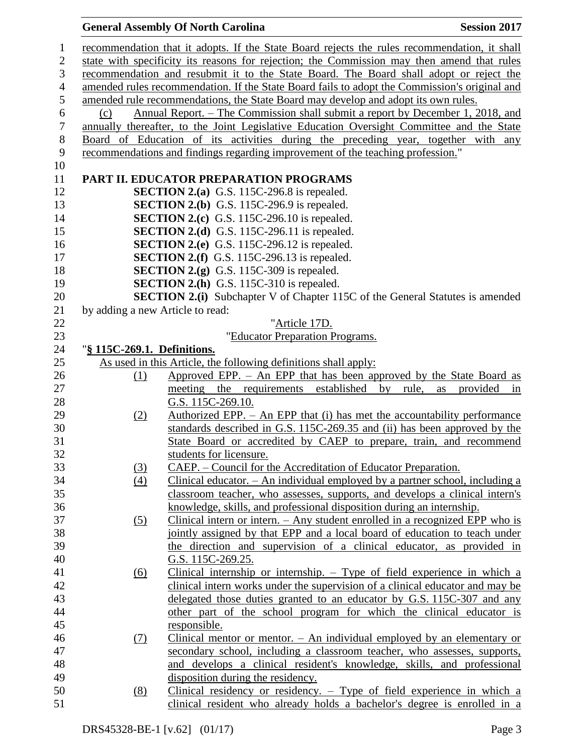recommendation that it adopts. If the State Board rejects the rules recommendation, it shall state with specificity its reasons for rejection; the Commission may then amend that rules recommendation and resubmit it to the State Board. The Board shall adopt or reject the amended rules recommendation. If the State Board fails to adopt the Commission's original and amended rule recommendations, the State Board may develop and adopt its own rules.

(c) Annual Report. – The Commission shall submit a report by December 1, 2018, and annually thereafter, to the Joint Legislative Education Oversight Committee and the State Board of Education of its activities during the preceding year, together with any recommendations and findings regarding improvement of the teaching profession."

**PART II. EDUCATOR PREPARATION PROGRAMS**

**SECTION 2.(a)** G.S. 115C-296.8 is repealed.

**SECTION 2.(b)** G.S. 115C-296.9 is repealed.

**SECTION 2.(c)** G.S. 115C-296.10 is repealed.

**SECTION 2.(d)** G.S. 115C-296.11 is repealed.

**SECTION 2.(e)** G.S. 115C-296.12 is repealed.

**SECTION 2.(f)** G.S. 115C-296.13 is repealed.

**SECTION 2.(g)** G.S. 115C-309 is repealed.

**SECTION 2.(h)** G.S. 115C-310 is repealed.

**SECTION 2.(i)** Subchapter V of Chapter 115C of the General Statutes is amended by adding a new Article to read:

"Article 17D.

"Educator Preparation Programs.

"**§ 115C-269.1. Definitions.**

As used in this Article, the following definitions shall apply:

(1) Approved EPP. – An EPP that has been approved by the State Board as meeting the requirements established by rule, as provided in G.S. 115C-269.10.

(2) Authorized EPP. – An EPP that (i) has met the accountability performance standards described in G.S. 115C-269.35 and (ii) has been approved by the State Board or accredited by CAEP to prepare, train, and recommend students for licensure.

(3) CAEP. – Council for the Accreditation of Educator Preparation.

(4) Clinical educator. – An individual employed by a partner school, including a classroom teacher, who assesses, supports, and develops a clinical intern's knowledge, skills, and professional disposition during an internship.

(5) Clinical intern or intern. – Any student enrolled in a recognized EPP who is jointly assigned by that EPP and a local board of education to teach under the direction and supervision of a clinical educator, as provided in G.S. 115C-269.25.

(6) Clinical internship or internship. – Type of field experience in which a clinical intern works under the supervision of a clinical educator and may be delegated those duties granted to an educator by G.S. 115C-307 and any other part of the school program for which the clinical educator is responsible.

(7) Clinical mentor or mentor. – An individual employed by an elementary or secondary school, including a classroom teacher, who assesses, supports, and develops a clinical resident's knowledge, skills, and professional disposition during the residency.

(8) Clinical residency or residency. – Type of field experience in which a clinical resident who already holds a bachelor's degree is enrolled in a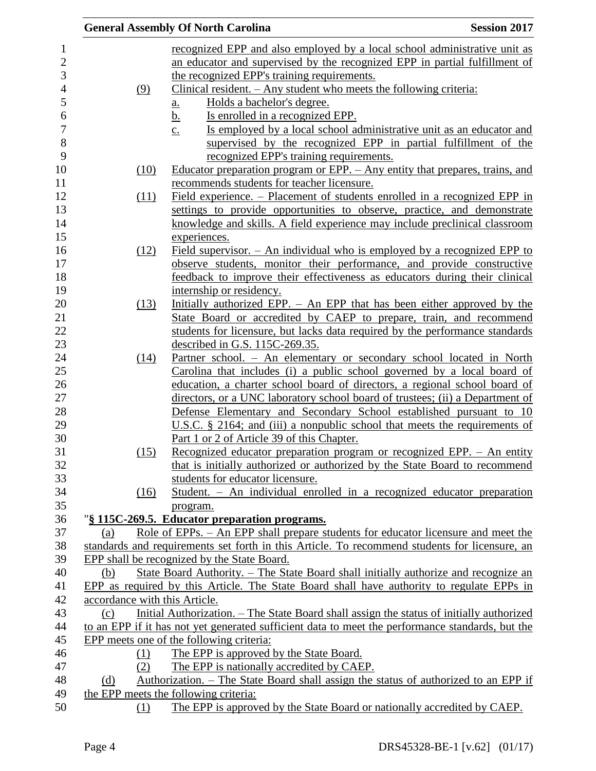recognized EPP and also employed by a local school administrative unit as an educator and supervised by the recognized EPP in partial fulfillment of the recognized EPP's training requirements.

(9) Clinical resident. – Any student who meets the following criteria:

a. Holds a bachelor's degree.

b. Is enrolled in a recognized EPP.

c. Is employed by a local school administrative unit as an educator and supervised by the recognized EPP in partial fulfillment of the recognized EPP's training requirements.

(10) Educator preparation program or EPP. – Any entity that prepares, trains, and recommends students for teacher licensure.

(11) Field experience. – Placement of students enrolled in a recognized EPP in settings to provide opportunities to observe, practice, and demonstrate knowledge and skills. A field experience may include preclinical classroom experiences.

(12) Field supervisor. – An individual who is employed by a recognized EPP to observe students, monitor their performance, and provide constructive feedback to improve their effectiveness as educators during their clinical internship or residency.

(13) Initially authorized EPP. – An EPP that has been either approved by the State Board or accredited by CAEP to prepare, train, and recommend students for licensure, but lacks data required by the performance standards described in G.S. 115C-269.35.

(14) Partner school. – An elementary or secondary school located in North Carolina that includes (i) a public school governed by a local board of education, a charter school board of directors, a regional school board of directors, or a UNC laboratory school board of trustees; (ii) a Department of Defense Elementary and Secondary School established pursuant to 10 U.S.C. § 2164; and (iii) a nonpublic school that meets the requirements of Part 1 or 2 of Article 39 of this Chapter.

(15) Recognized educator preparation program or recognized EPP. – An entity that is initially authorized or authorized by the State Board to recommend students for educator licensure.

(16) Student. – An individual enrolled in a recognized educator preparation program.

"**§ 115C-269.5. Educator preparation programs.**

(a) Role of EPPs. – An EPP shall prepare students for educator licensure and meet the standards and requirements set forth in this Article. To recommend students for licensure, an EPP shall be recognized by the State Board.

(b) State Board Authority. – The State Board shall initially authorize and recognize an EPP as required by this Article. The State Board shall have authority to regulate EPPs in accordance with this Article.

(c) Initial Authorization. – The State Board shall assign the status of initially authorized to an EPP if it has not yet generated sufficient data to meet the performance standards, but the EPP meets one of the following criteria:

(1) The EPP is approved by the State Board.

(2) The EPP is nationally accredited by CAEP.

(d) Authorization. – The State Board shall assign the status of authorized to an EPP if the EPP meets the following criteria:

(1) The EPP is approved by the State Board or nationally accredited by CAEP.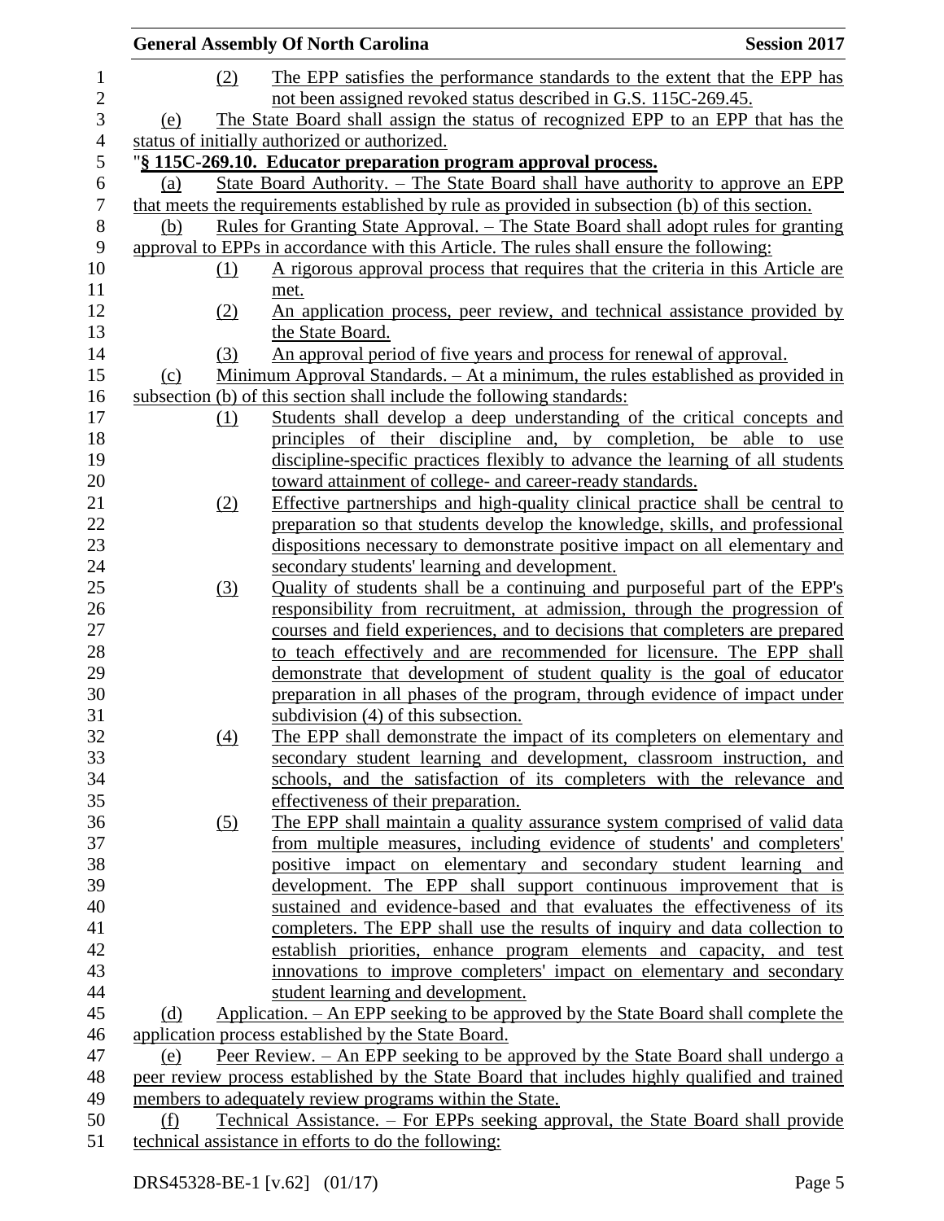(2) The EPP satisfies the performance standards to the extent that the EPP has not been assigned revoked status described in G.S. 115C-269.45.

(e) The State Board shall assign the status of recognized EPP to an EPP that has the status of initially authorized or authorized.

"**§ 115C-269.10. Educator preparation program approval process.**

(a) State Board Authority. – The State Board shall have authority to approve an EPP that meets the requirements established by rule as provided in subsection (b) of this section.

(b) Rules for Granting State Approval. – The State Board shall adopt rules for granting approval to EPPs in accordance with this Article. The rules shall ensure the following:

(1) A rigorous approval process that requires that the criteria in this Article are met.

(2) An application process, peer review, and technical assistance provided by the State Board.

(3) An approval period of five years and process for renewal of approval.

(c) Minimum Approval Standards. – At a minimum, the rules established as provided in subsection (b) of this section shall include the following standards:

(1) Students shall develop a deep understanding of the critical concepts and principles of their discipline and, by completion, be able to use discipline-specific practices flexibly to advance the learning of all students toward attainment of college- and career-ready standards.

(2) Effective partnerships and high-quality clinical practice shall be central to preparation so that students develop the knowledge, skills, and professional dispositions necessary to demonstrate positive impact on all elementary and secondary students' learning and development.

(3) Quality of students shall be a continuing and purposeful part of the EPP's responsibility from recruitment, at admission, through the progression of courses and field experiences, and to decisions that completers are prepared to teach effectively and are recommended for licensure. The EPP shall demonstrate that development of student quality is the goal of educator preparation in all phases of the program, through evidence of impact under subdivision (4) of this subsection.

(4) The EPP shall demonstrate the impact of its completers on elementary and secondary student learning and development, classroom instruction, and schools, and the satisfaction of its completers with the relevance and effectiveness of their preparation.

(5) The EPP shall maintain a quality assurance system comprised of valid data from multiple measures, including evidence of students' and completers' positive impact on elementary and secondary student learning and development. The EPP shall support continuous improvement that is sustained and evidence-based and that evaluates the effectiveness of its completers. The EPP shall use the results of inquiry and data collection to establish priorities, enhance program elements and capacity, and test innovations to improve completers' impact on elementary and secondary student learning and development.

(d) Application. – An EPP seeking to be approved by the State Board shall complete the application process established by the State Board.

(e) Peer Review. – An EPP seeking to be approved by the State Board shall undergo a peer review process established by the State Board that includes highly qualified and trained members to adequately review programs within the State.

(f) Technical Assistance. – For EPPs seeking approval, the State Board shall provide technical assistance in efforts to do the following: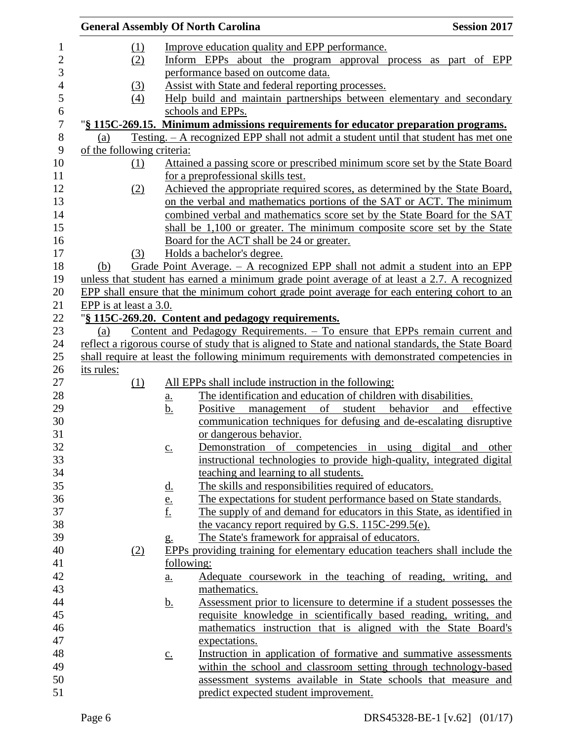(1) Improve education quality and EPP performance.
(2) Inform EPPs about the program approval process as part of EPP performance based on outcome data.
(3) Assist with State and federal reporting processes.
(4) Help build and maintain partnerships between elementary and secondary schools and EPPs.

"**§ 115C-269.15. Minimum admissions requirements for educator preparation programs.**

(a) Testing. – A recognized EPP shall not admit a student until that student has met one of the following criteria:

(1) Attained a passing score or prescribed minimum score set by the State Board for a preprofessional skills test.
(2) Achieved the appropriate required scores, as determined by the State Board, on the verbal and mathematics portions of the SAT or ACT. The minimum combined verbal and mathematics score set by the State Board for the SAT shall be 1,100 or greater. The minimum composite score set by the State Board for the ACT shall be 24 or greater.
(3) Holds a bachelor's degree.

(b) Grade Point Average. – A recognized EPP shall not admit a student into an EPP unless that student has earned a minimum grade point average of at least a 2.7. A recognized EPP shall ensure that the minimum cohort grade point average for each entering cohort to an EPP is at least a 3.0.

"**§ 115C-269.20. Content and pedagogy requirements.**

(a) Content and Pedagogy Requirements. – To ensure that EPPs remain current and reflect a rigorous course of study that is aligned to State and national standards, the State Board shall require at least the following minimum requirements with demonstrated competencies in its rules:

(1) All EPPs shall include instruction in the following:
  a. The identification and education of children with disabilities.
  b. Positive management of student behavior and effective communication techniques for defusing and de-escalating disruptive or dangerous behavior.
  c. Demonstration of competencies in using digital and other instructional technologies to provide high-quality, integrated digital teaching and learning to all students.
  d. The skills and responsibilities required of educators.
  e. The expectations for student performance based on State standards.
  f. The supply of and demand for educators in this State, as identified in the vacancy report required by G.S. 115C-299.5(e).
  g. The State's framework for appraisal of educators.

(2) EPPs providing training for elementary education teachers shall include the following:
  a. Adequate coursework in the teaching of reading, writing, and mathematics.
  b. Assessment prior to licensure to determine if a student possesses the requisite knowledge in scientifically based reading, writing, and mathematics instruction that is aligned with the State Board's expectations.
  c. Instruction in application of formative and summative assessments within the school and classroom setting through technology-based assessment systems available in State schools that measure and predict expected student improvement.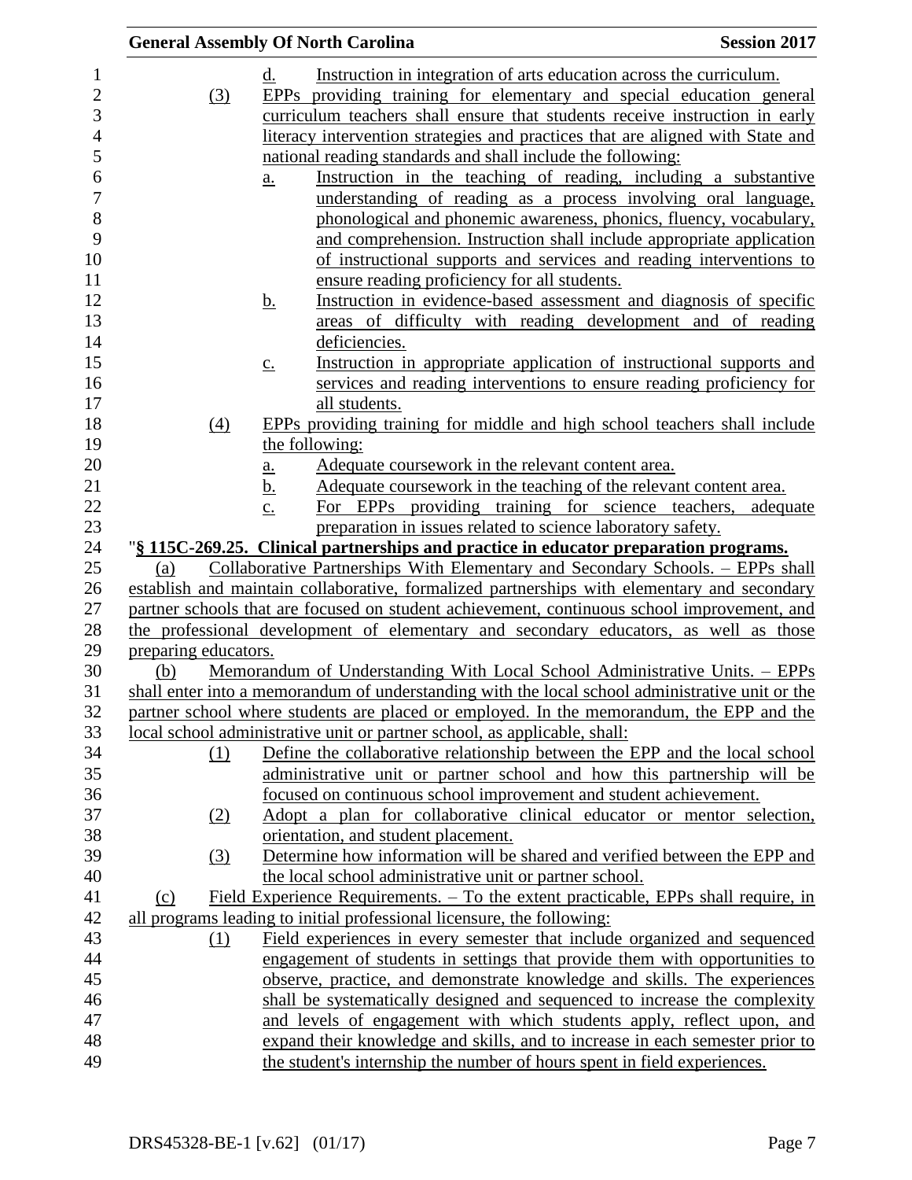d. Instruction in integration of arts education across the curriculum.

(3) EPPs providing training for elementary and special education general curriculum teachers shall ensure that students receive instruction in early literacy intervention strategies and practices that are aligned with State and national reading standards and shall include the following:

a. Instruction in the teaching of reading, including a substantive understanding of reading as a process involving oral language, phonological and phonemic awareness, phonics, fluency, vocabulary, and comprehension. Instruction shall include appropriate application of instructional supports and services and reading interventions to ensure reading proficiency for all students.

b. Instruction in evidence-based assessment and diagnosis of specific areas of difficulty with reading development and of reading deficiencies.

c. Instruction in appropriate application of instructional supports and services and reading interventions to ensure reading proficiency for all students.

(4) EPPs providing training for middle and high school teachers shall include the following:

a. Adequate coursework in the relevant content area.

b. Adequate coursework in the teaching of the relevant content area.

c. For EPPs providing training for science teachers, adequate preparation in issues related to science laboratory safety.

"**§ 115C-269.25. Clinical partnerships and practice in educator preparation programs.**

(a) Collaborative Partnerships With Elementary and Secondary Schools. – EPPs shall establish and maintain collaborative, formalized partnerships with elementary and secondary partner schools that are focused on student achievement, continuous school improvement, and the professional development of elementary and secondary educators, as well as those preparing educators.

(b) Memorandum of Understanding With Local School Administrative Units. – EPPs shall enter into a memorandum of understanding with the local school administrative unit or the partner school where students are placed or employed. In the memorandum, the EPP and the local school administrative unit or partner school, as applicable, shall:

(1) Define the collaborative relationship between the EPP and the local school administrative unit or partner school and how this partnership will be focused on continuous school improvement and student achievement.

(2) Adopt a plan for collaborative clinical educator or mentor selection, orientation, and student placement.

(3) Determine how information will be shared and verified between the EPP and the local school administrative unit or partner school.

(c) Field Experience Requirements. – To the extent practicable, EPPs shall require, in all programs leading to initial professional licensure, the following:

(1) Field experiences in every semester that include organized and sequenced engagement of students in settings that provide them with opportunities to observe, practice, and demonstrate knowledge and skills. The experiences shall be systematically designed and sequenced to increase the complexity and levels of engagement with which students apply, reflect upon, and expand their knowledge and skills, and to increase in each semester prior to the student's internship the number of hours spent in field experiences.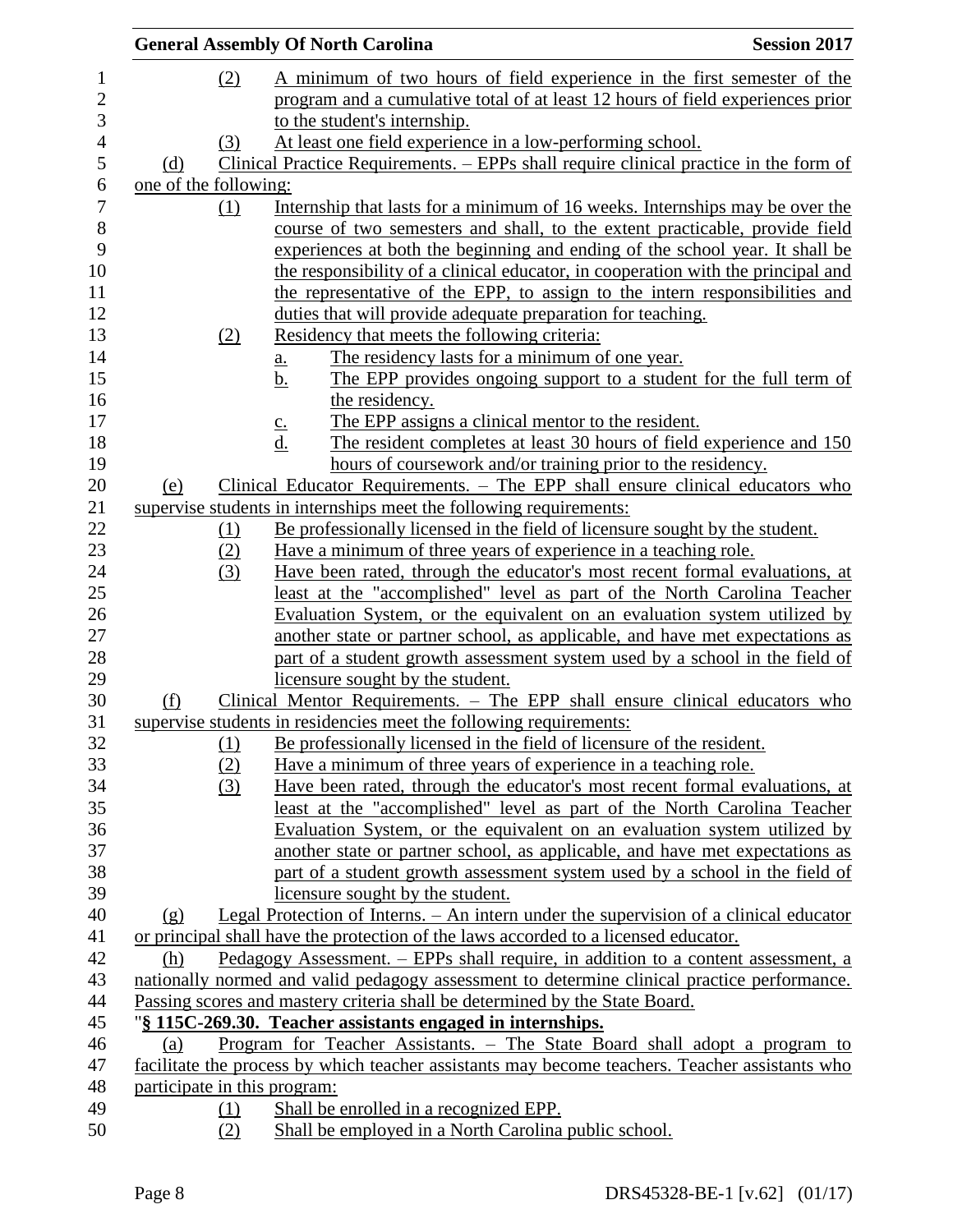(2) A minimum of two hours of field experience in the first semester of the program and a cumulative total of at least 12 hours of field experiences prior to the student's internship.

(3) At least one field experience in a low-performing school.

(d) Clinical Practice Requirements. – EPPs shall require clinical practice in the form of one of the following:

(1) Internship that lasts for a minimum of 16 weeks. Internships may be over the course of two semesters and shall, to the extent practicable, provide field experiences at both the beginning and ending of the school year. It shall be the responsibility of a clinical educator, in cooperation with the principal and the representative of the EPP, to assign to the intern responsibilities and duties that will provide adequate preparation for teaching.

(2) Residency that meets the following criteria:

a. The residency lasts for a minimum of one year.

b. The EPP provides ongoing support to a student for the full term of the residency.

c. The EPP assigns a clinical mentor to the resident.

d. The resident completes at least 30 hours of field experience and 150 hours of coursework and/or training prior to the residency.

(e) Clinical Educator Requirements. – The EPP shall ensure clinical educators who supervise students in internships meet the following requirements:

(1) Be professionally licensed in the field of licensure sought by the student.

(2) Have a minimum of three years of experience in a teaching role.

(3) Have been rated, through the educator's most recent formal evaluations, at least at the "accomplished" level as part of the North Carolina Teacher Evaluation System, or the equivalent on an evaluation system utilized by another state or partner school, as applicable, and have met expectations as part of a student growth assessment system used by a school in the field of licensure sought by the student.

(f) Clinical Mentor Requirements. – The EPP shall ensure clinical educators who supervise students in residencies meet the following requirements:

(1) Be professionally licensed in the field of licensure of the resident.

(2) Have a minimum of three years of experience in a teaching role.

(3) Have been rated, through the educator's most recent formal evaluations, at least at the "accomplished" level as part of the North Carolina Teacher Evaluation System, or the equivalent on an evaluation system utilized by another state or partner school, as applicable, and have met expectations as part of a student growth assessment system used by a school in the field of licensure sought by the student.

(g) Legal Protection of Interns. – An intern under the supervision of a clinical educator or principal shall have the protection of the laws accorded to a licensed educator.

(h) Pedagogy Assessment. – EPPs shall require, in addition to a content assessment, a nationally normed and valid pedagogy assessment to determine clinical practice performance. Passing scores and mastery criteria shall be determined by the State Board.

"**§ 115C-269.30. Teacher assistants engaged in internships.**

(a) Program for Teacher Assistants. – The State Board shall adopt a program to facilitate the process by which teacher assistants may become teachers. Teacher assistants who participate in this program:

(1) Shall be enrolled in a recognized EPP.

(2) Shall be employed in a North Carolina public school.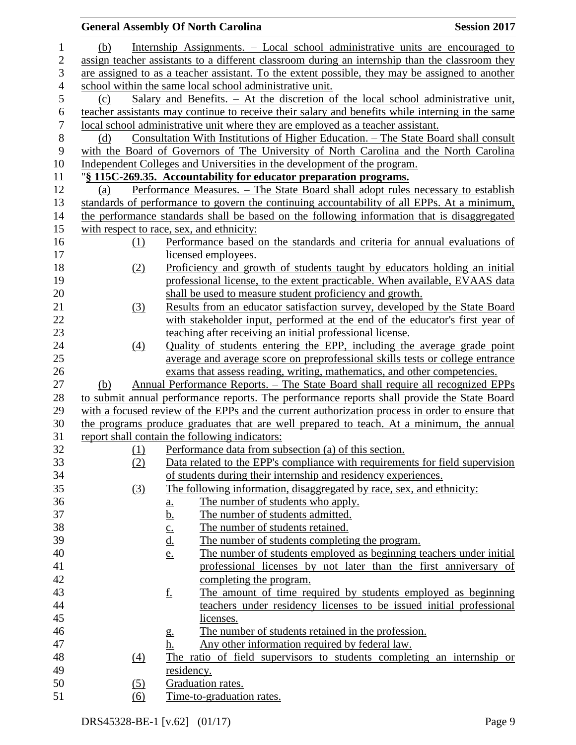(b) Internship Assignments. – Local school administrative units are encouraged to assign teacher assistants to a different classroom during an internship than the classroom they are assigned to as a teacher assistant. To the extent possible, they may be assigned to another school within the same local school administrative unit.

(c) Salary and Benefits. – At the discretion of the local school administrative unit, teacher assistants may continue to receive their salary and benefits while interning in the same local school administrative unit where they are employed as a teacher assistant.

(d) Consultation With Institutions of Higher Education. – The State Board shall consult with the Board of Governors of The University of North Carolina and the North Carolina Independent Colleges and Universities in the development of the program.

"**§ 115C-269.35. Accountability for educator preparation programs.**

(a) Performance Measures. – The State Board shall adopt rules necessary to establish standards of performance to govern the continuing accountability of all EPPs. At a minimum, the performance standards shall be based on the following information that is disaggregated with respect to race, sex, and ethnicity:

(1) Performance based on the standards and criteria for annual evaluations of licensed employees.

(2) Proficiency and growth of students taught by educators holding an initial professional license, to the extent practicable. When available, EVAAS data shall be used to measure student proficiency and growth.

(3) Results from an educator satisfaction survey, developed by the State Board with stakeholder input, performed at the end of the educator's first year of teaching after receiving an initial professional license.

(4) Quality of students entering the EPP, including the average grade point average and average score on preprofessional skills tests or college entrance exams that assess reading, writing, mathematics, and other competencies.

(b) Annual Performance Reports. – The State Board shall require all recognized EPPs to submit annual performance reports. The performance reports shall provide the State Board with a focused review of the EPPs and the current authorization process in order to ensure that the programs produce graduates that are well prepared to teach. At a minimum, the annual report shall contain the following indicators:

(1) Performance data from subsection (a) of this section.

(2) Data related to the EPP's compliance with requirements for field supervision of students during their internship and residency experiences.

(3) The following information, disaggregated by race, sex, and ethnicity:

a. The number of students who apply.

b. The number of students admitted.

c. The number of students retained.

d. The number of students completing the program.

e. The number of students employed as beginning teachers under initial professional licenses by not later than the first anniversary of completing the program.

f. The amount of time required by students employed as beginning teachers under residency licenses to be issued initial professional licenses.

g. The number of students retained in the profession.

h. Any other information required by federal law.

(4) The ratio of field supervisors to students completing an internship or residency.

(5) Graduation rates.

(6) Time-to-graduation rates.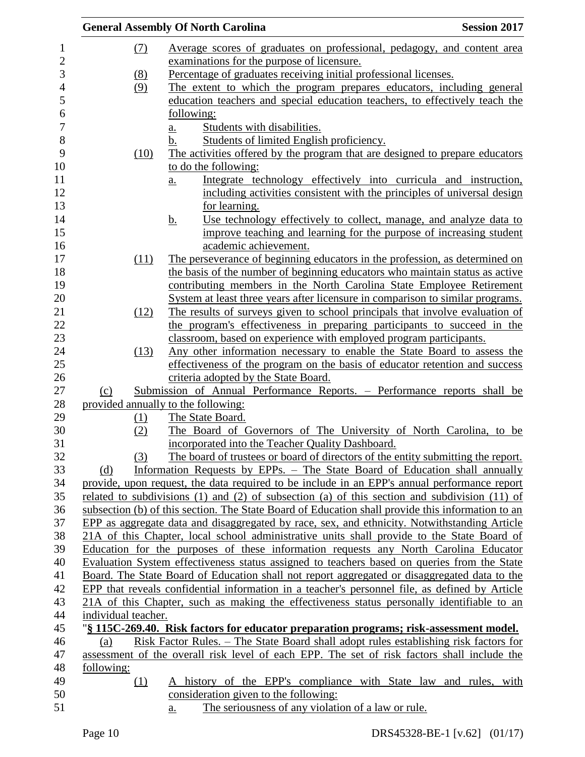(7) Average scores of graduates on professional, pedagogy, and content area examinations for the purpose of licensure.

(8) Percentage of graduates receiving initial professional licenses.

(9) The extent to which the program prepares educators, including general education teachers and special education teachers, to effectively teach the following:

a. Students with disabilities.

b. Students of limited English proficiency.

(10) The activities offered by the program that are designed to prepare educators to do the following:

a. Integrate technology effectively into curricula and instruction, including activities consistent with the principles of universal design for learning.

b. Use technology effectively to collect, manage, and analyze data to improve teaching and learning for the purpose of increasing student academic achievement.

(11) The perseverance of beginning educators in the profession, as determined on the basis of the number of beginning educators who maintain status as active contributing members in the North Carolina State Employee Retirement System at least three years after licensure in comparison to similar programs.

(12) The results of surveys given to school principals that involve evaluation of the program's effectiveness in preparing participants to succeed in the classroom, based on experience with employed program participants.

(13) Any other information necessary to enable the State Board to assess the effectiveness of the program on the basis of educator retention and success criteria adopted by the State Board.

(c) Submission of Annual Performance Reports. – Performance reports shall be provided annually to the following:

(1) The State Board.

(2) The Board of Governors of The University of North Carolina, to be incorporated into the Teacher Quality Dashboard.

(3) The board of trustees or board of directors of the entity submitting the report.

(d) Information Requests by EPPs. – The State Board of Education shall annually provide, upon request, the data required to be include in an EPP's annual performance report related to subdivisions (1) and (2) of subsection (a) of this section and subdivision (11) of subsection (b) of this section. The State Board of Education shall provide this information to an EPP as aggregate data and disaggregated by race, sex, and ethnicity. Notwithstanding Article 21A of this Chapter, local school administrative units shall provide to the State Board of Education for the purposes of these information requests any North Carolina Educator Evaluation System effectiveness status assigned to teachers based on queries from the State Board. The State Board of Education shall not report aggregated or disaggregated data to the EPP that reveals confidential information in a teacher's personnel file, as defined by Article 21A of this Chapter, such as making the effectiveness status personally identifiable to an individual teacher.

"**§ 115C-269.40. Risk factors for educator preparation programs; risk-assessment model.**

(a) Risk Factor Rules. – The State Board shall adopt rules establishing risk factors for assessment of the overall risk level of each EPP. The set of risk factors shall include the following:

(1) A history of the EPP's compliance with State law and rules, with consideration given to the following:

a. The seriousness of any violation of a law or rule.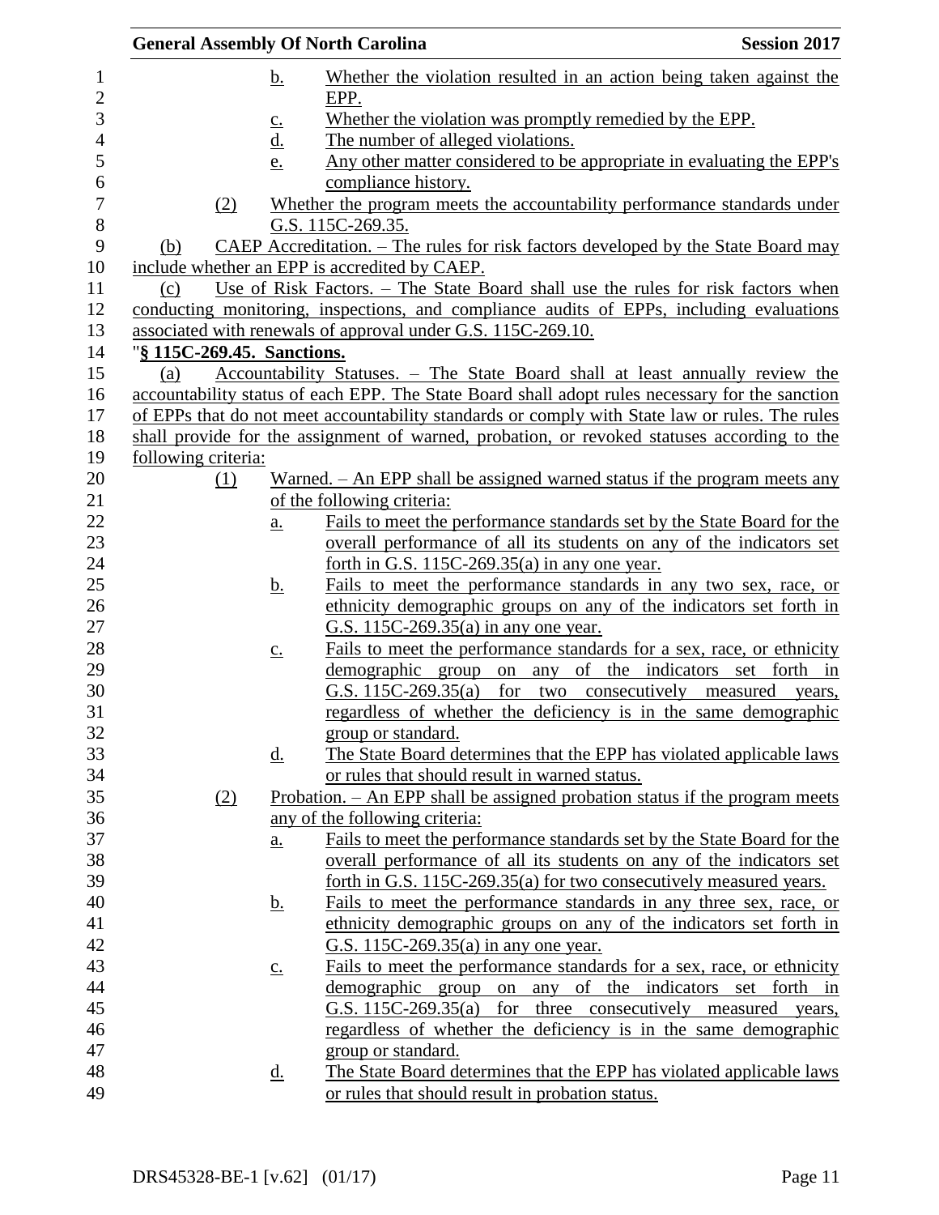b. Whether the violation resulted in an action being taken against the EPP.

c. Whether the violation was promptly remedied by the EPP.

d. The number of alleged violations.

e. Any other matter considered to be appropriate in evaluating the EPP's compliance history.

(2) Whether the program meets the accountability performance standards under G.S. 115C-269.35.

(b) CAEP Accreditation. – The rules for risk factors developed by the State Board may include whether an EPP is accredited by CAEP.

(c) Use of Risk Factors. – The State Board shall use the rules for risk factors when conducting monitoring, inspections, and compliance audits of EPPs, including evaluations associated with renewals of approval under G.S. 115C-269.10.

**"§ 115C-269.45. Sanctions.**

(a) Accountability Statuses. – The State Board shall at least annually review the accountability status of each EPP. The State Board shall adopt rules necessary for the sanction of EPPs that do not meet accountability standards or comply with State law or rules. The rules shall provide for the assignment of warned, probation, or revoked statuses according to the following criteria:

(1) Warned. – An EPP shall be assigned warned status if the program meets any of the following criteria:

a. Fails to meet the performance standards set by the State Board for the overall performance of all its students on any of the indicators set forth in G.S. 115C-269.35(a) in any one year.

b. Fails to meet the performance standards in any two sex, race, or ethnicity demographic groups on any of the indicators set forth in G.S. 115C-269.35(a) in any one year.

c. Fails to meet the performance standards for a sex, race, or ethnicity demographic group on any of the indicators set forth in G.S. 115C-269.35(a) for two consecutively measured years, regardless of whether the deficiency is in the same demographic group or standard.

d. The State Board determines that the EPP has violated applicable laws or rules that should result in warned status.

(2) Probation. – An EPP shall be assigned probation status if the program meets any of the following criteria:

a. Fails to meet the performance standards set by the State Board for the overall performance of all its students on any of the indicators set forth in G.S. 115C-269.35(a) for two consecutively measured years.

b. Fails to meet the performance standards in any three sex, race, or ethnicity demographic groups on any of the indicators set forth in G.S. 115C-269.35(a) in any one year.

c. Fails to meet the performance standards for a sex, race, or ethnicity demographic group on any of the indicators set forth in G.S. 115C-269.35(a) for three consecutively measured years, regardless of whether the deficiency is in the same demographic group or standard.

d. The State Board determines that the EPP has violated applicable laws or rules that should result in probation status.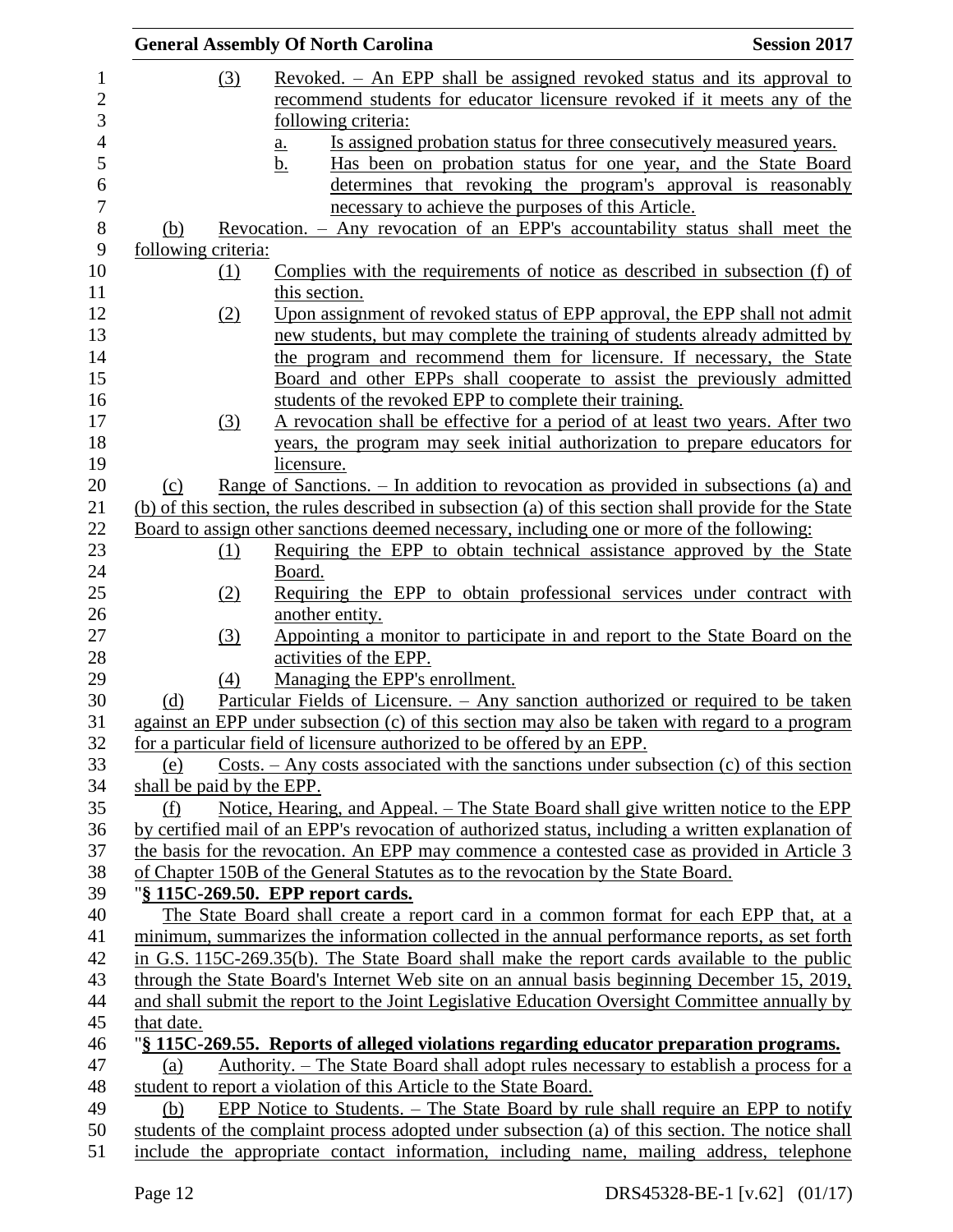(3) Revoked. – An EPP shall be assigned revoked status and its approval to recommend students for educator licensure revoked if it meets any of the following criteria:

a. Is assigned probation status for three consecutively measured years.

b. Has been on probation status for one year, and the State Board determines that revoking the program's approval is reasonably necessary to achieve the purposes of this Article.

(b) Revocation. – Any revocation of an EPP's accountability status shall meet the following criteria:

(1) Complies with the requirements of notice as described in subsection (f) of this section.

(2) Upon assignment of revoked status of EPP approval, the EPP shall not admit new students, but may complete the training of students already admitted by the program and recommend them for licensure. If necessary, the State Board and other EPPs shall cooperate to assist the previously admitted students of the revoked EPP to complete their training.

(3) A revocation shall be effective for a period of at least two years. After two years, the program may seek initial authorization to prepare educators for licensure.

(c) Range of Sanctions. – In addition to revocation as provided in subsections (a) and (b) of this section, the rules described in subsection (a) of this section shall provide for the State Board to assign other sanctions deemed necessary, including one or more of the following:

(1) Requiring the EPP to obtain technical assistance approved by the State Board.

(2) Requiring the EPP to obtain professional services under contract with another entity.

(3) Appointing a monitor to participate in and report to the State Board on the activities of the EPP.

(4) Managing the EPP's enrollment.

(d) Particular Fields of Licensure. – Any sanction authorized or required to be taken against an EPP under subsection (c) of this section may also be taken with regard to a program for a particular field of licensure authorized to be offered by an EPP.

(e) Costs. – Any costs associated with the sanctions under subsection (c) of this section shall be paid by the EPP.

(f) Notice, Hearing, and Appeal. – The State Board shall give written notice to the EPP by certified mail of an EPP's revocation of authorized status, including a written explanation of the basis for the revocation. An EPP may commence a contested case as provided in Article 3 of Chapter 150B of the General Statutes as to the revocation by the State Board.

"**§ 115C-269.50. EPP report cards.**

The State Board shall create a report card in a common format for each EPP that, at a minimum, summarizes the information collected in the annual performance reports, as set forth in G.S. 115C-269.35(b). The State Board shall make the report cards available to the public through the State Board's Internet Web site on an annual basis beginning December 15, 2019, and shall submit the report to the Joint Legislative Education Oversight Committee annually by that date.

"**§ 115C-269.55. Reports of alleged violations regarding educator preparation programs.**

(a) Authority. – The State Board shall adopt rules necessary to establish a process for a student to report a violation of this Article to the State Board.

(b) EPP Notice to Students. – The State Board by rule shall require an EPP to notify students of the complaint process adopted under subsection (a) of this section. The notice shall include the appropriate contact information, including name, mailing address, telephone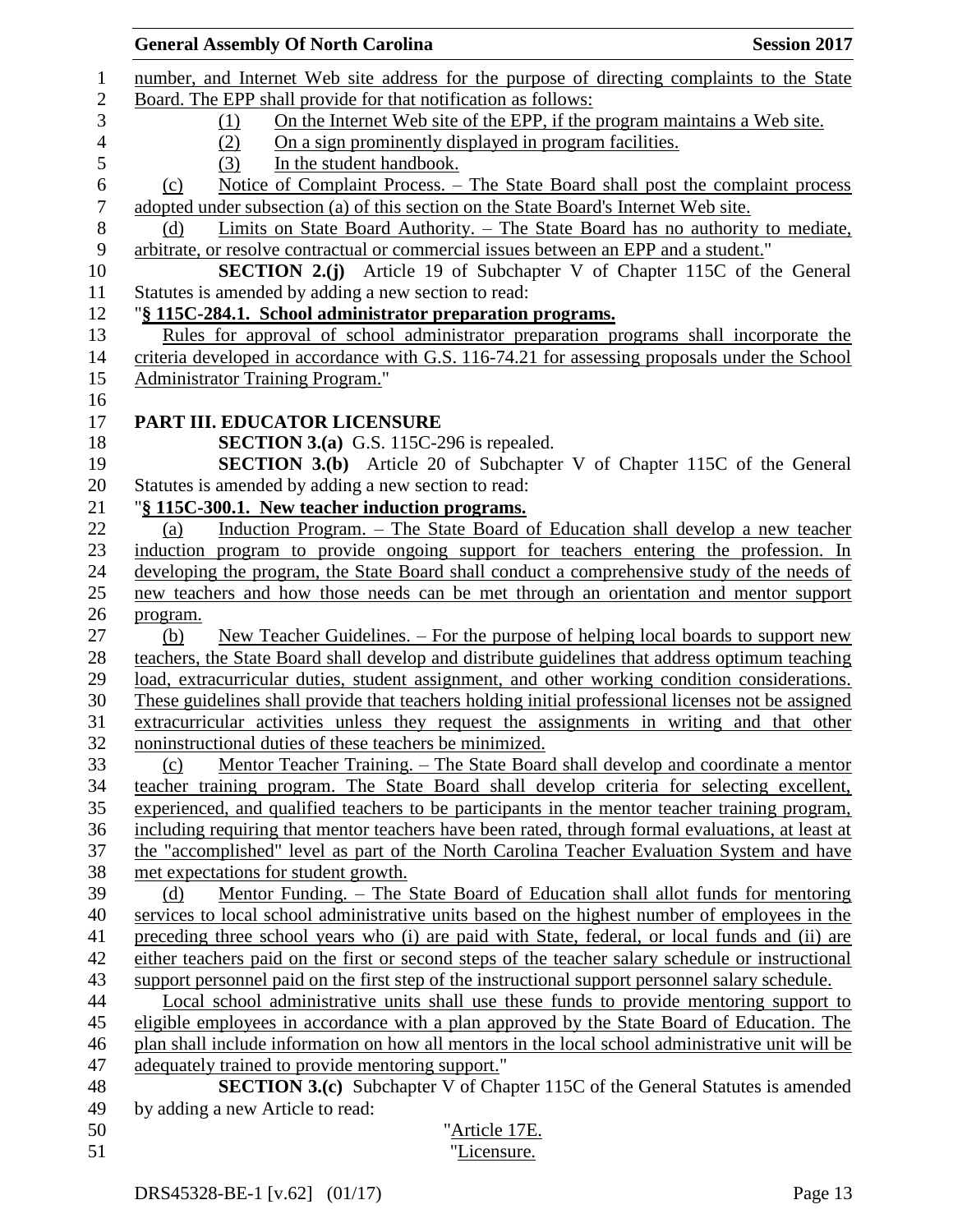number, and Internet Web site address for the purpose of directing complaints to the State Board. The EPP shall provide for that notification as follows:

(1) On the Internet Web site of the EPP, if the program maintains a Web site.
(2) On a sign prominently displayed in program facilities.
(3) In the student handbook.

(c) Notice of Complaint Process. – The State Board shall post the complaint process adopted under subsection (a) of this section on the State Board's Internet Web site.

(d) Limits on State Board Authority. – The State Board has no authority to mediate, arbitrate, or resolve contractual or commercial issues between an EPP and a student."

**SECTION 2.(j)** Article 19 of Subchapter V of Chapter 115C of the General Statutes is amended by adding a new section to read:

"**§ 115C-284.1. School administrator preparation programs.**

Rules for approval of school administrator preparation programs shall incorporate the criteria developed in accordance with G.S. 116-74.21 for assessing proposals under the School Administrator Training Program."

**PART III. EDUCATOR LICENSURE**

**SECTION 3.(a)** G.S. 115C-296 is repealed.

**SECTION 3.(b)** Article 20 of Subchapter V of Chapter 115C of the General Statutes is amended by adding a new section to read:

"**§ 115C-300.1. New teacher induction programs.**

(a) Induction Program. – The State Board of Education shall develop a new teacher induction program to provide ongoing support for teachers entering the profession. In developing the program, the State Board shall conduct a comprehensive study of the needs of new teachers and how those needs can be met through an orientation and mentor support program.

(b) New Teacher Guidelines. – For the purpose of helping local boards to support new teachers, the State Board shall develop and distribute guidelines that address optimum teaching load, extracurricular duties, student assignment, and other working condition considerations. These guidelines shall provide that teachers holding initial professional licenses not be assigned extracurricular activities unless they request the assignments in writing and that other noninstructional duties of these teachers be minimized.

(c) Mentor Teacher Training. – The State Board shall develop and coordinate a mentor teacher training program. The State Board shall develop criteria for selecting excellent, experienced, and qualified teachers to be participants in the mentor teacher training program, including requiring that mentor teachers have been rated, through formal evaluations, at least at the "accomplished" level as part of the North Carolina Teacher Evaluation System and have met expectations for student growth.

(d) Mentor Funding. – The State Board of Education shall allot funds for mentoring services to local school administrative units based on the highest number of employees in the preceding three school years who (i) are paid with State, federal, or local funds and (ii) are either teachers paid on the first or second steps of the teacher salary schedule or instructional support personnel paid on the first step of the instructional support personnel salary schedule.

Local school administrative units shall use these funds to provide mentoring support to eligible employees in accordance with a plan approved by the State Board of Education. The plan shall include information on how all mentors in the local school administrative unit will be adequately trained to provide mentoring support."

**SECTION 3.(c)** Subchapter V of Chapter 115C of the General Statutes is amended by adding a new Article to read:

"Article 17E.

"Licensure.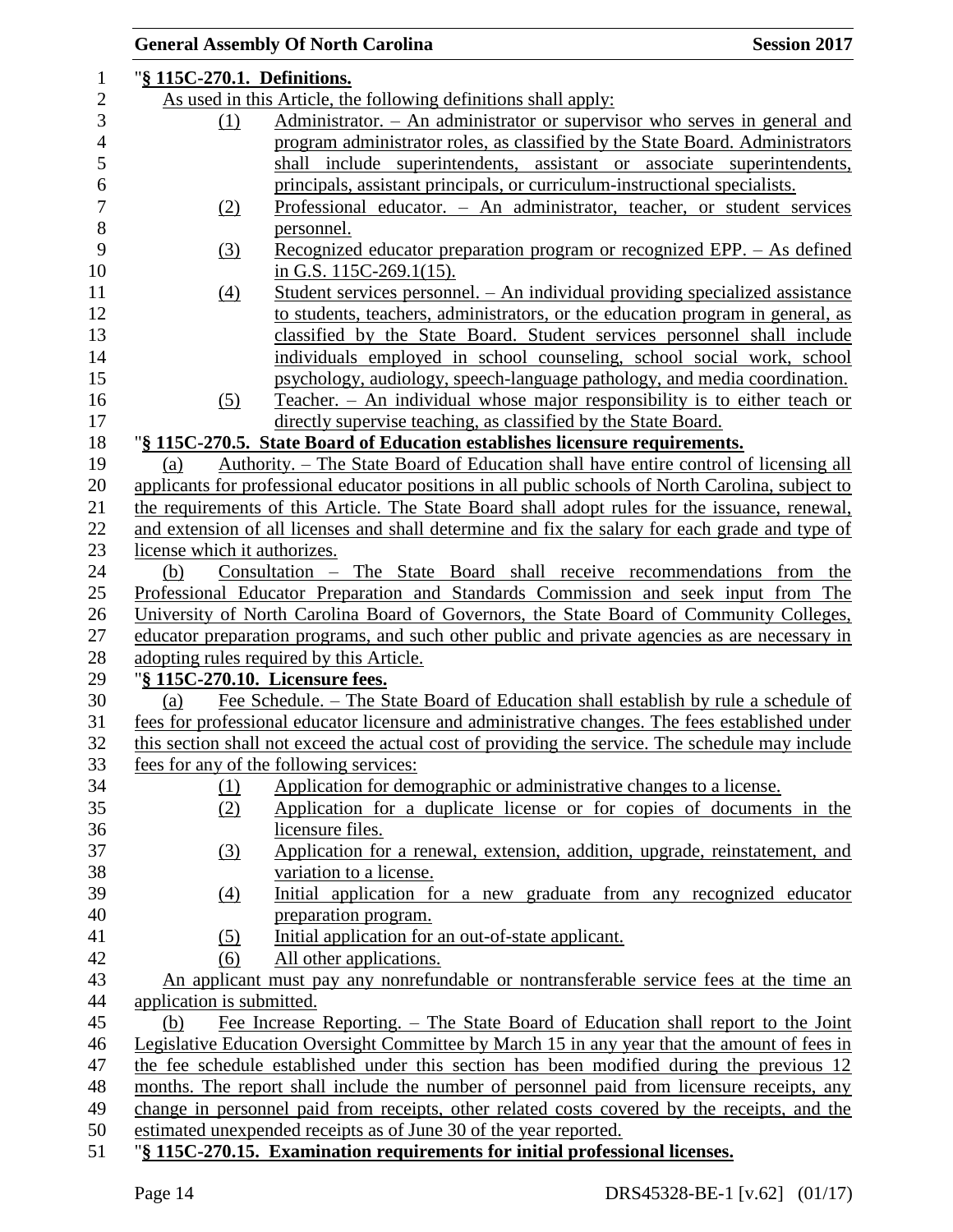"**§ 115C-270.1. Definitions.**

As used in this Article, the following definitions shall apply:

1. Administrator. – An administrator or supervisor who serves in general and program administrator roles, as classified by the State Board. Administrators shall include superintendents, assistant or associate superintendents, principals, assistant principals, or curriculum-instructional specialists.
2. Professional educator. – An administrator, teacher, or student services personnel.
3. Recognized educator preparation program or recognized EPP. – As defined in G.S. 115C-269.1(15).
4. Student services personnel. – An individual providing specialized assistance to students, teachers, administrators, or the education program in general, as classified by the State Board. Student services personnel shall include individuals employed in school counseling, school social work, school psychology, audiology, speech-language pathology, and media coordination.
5. Teacher. – An individual whose major responsibility is to either teach or directly supervise teaching, as classified by the State Board.

"**§ 115C-270.5. State Board of Education establishes licensure requirements.**

(a) Authority. – The State Board of Education shall have entire control of licensing all applicants for professional educator positions in all public schools of North Carolina, subject to the requirements of this Article. The State Board shall adopt rules for the issuance, renewal, and extension of all licenses and shall determine and fix the salary for each grade and type of license which it authorizes.

(b) Consultation – The State Board shall receive recommendations from the Professional Educator Preparation and Standards Commission and seek input from The University of North Carolina Board of Governors, the State Board of Community Colleges, educator preparation programs, and such other public and private agencies as are necessary in adopting rules required by this Article.

"**§ 115C-270.10. Licensure fees.**

(a) Fee Schedule. – The State Board of Education shall establish by rule a schedule of fees for professional educator licensure and administrative changes. The fees established under this section shall not exceed the actual cost of providing the service. The schedule may include fees for any of the following services:

1. Application for demographic or administrative changes to a license.
2. Application for a duplicate license or for copies of documents in the licensure files.
3. Application for a renewal, extension, addition, upgrade, reinstatement, and variation to a license.
4. Initial application for a new graduate from any recognized educator preparation program.
5. Initial application for an out-of-state applicant.
6. All other applications.

An applicant must pay any nonrefundable or nontransferable service fees at the time an application is submitted.

(b) Fee Increase Reporting. – The State Board of Education shall report to the Joint Legislative Education Oversight Committee by March 15 in any year that the amount of fees in the fee schedule established under this section has been modified during the previous 12 months. The report shall include the number of personnel paid from licensure receipts, any change in personnel paid from receipts, other related costs covered by the receipts, and the estimated unexpended receipts as of June 30 of the year reported.

"**§ 115C-270.15. Examination requirements for initial professional licenses.**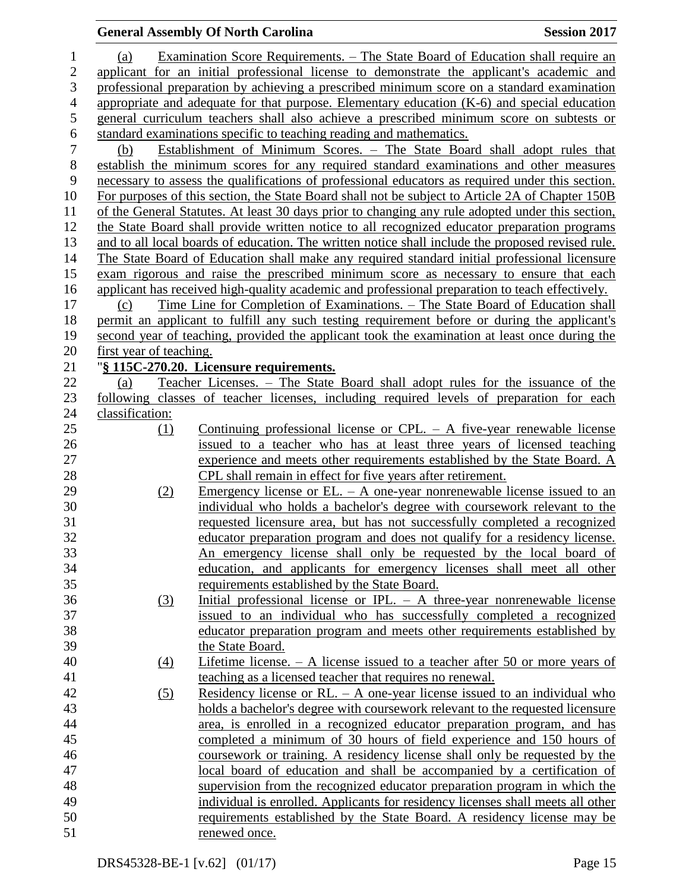(a) Examination Score Requirements. – The State Board of Education shall require an applicant for an initial professional license to demonstrate the applicant's academic and professional preparation by achieving a prescribed minimum score on a standard examination appropriate and adequate for that purpose. Elementary education (K-6) and special education general curriculum teachers shall also achieve a prescribed minimum score on subtests or standard examinations specific to teaching reading and mathematics.

(b) Establishment of Minimum Scores. – The State Board shall adopt rules that establish the minimum scores for any required standard examinations and other measures necessary to assess the qualifications of professional educators as required under this section. For purposes of this section, the State Board shall not be subject to Article 2A of Chapter 150B of the General Statutes. At least 30 days prior to changing any rule adopted under this section, the State Board shall provide written notice to all recognized educator preparation programs and to all local boards of education. The written notice shall include the proposed revised rule. The State Board of Education shall make any required standard initial professional licensure exam rigorous and raise the prescribed minimum score as necessary to ensure that each applicant has received high-quality academic and professional preparation to teach effectively.

(c) Time Line for Completion of Examinations. – The State Board of Education shall permit an applicant to fulfill any such testing requirement before or during the applicant's second year of teaching, provided the applicant took the examination at least once during the first year of teaching.

"**§ 115C-270.20. Licensure requirements.**

(a) Teacher Licenses. – The State Board shall adopt rules for the issuance of the following classes of teacher licenses, including required levels of preparation for each classification:

(1) Continuing professional license or CPL. – A five-year renewable license issued to a teacher who has at least three years of licensed teaching experience and meets other requirements established by the State Board. A CPL shall remain in effect for five years after retirement.

(2) Emergency license or EL. – A one-year nonrenewable license issued to an individual who holds a bachelor's degree with coursework relevant to the requested licensure area, but has not successfully completed a recognized educator preparation program and does not qualify for a residency license. An emergency license shall only be requested by the local board of education, and applicants for emergency licenses shall meet all other requirements established by the State Board.

(3) Initial professional license or IPL. – A three-year nonrenewable license issued to an individual who has successfully completed a recognized educator preparation program and meets other requirements established by the State Board.

(4) Lifetime license. – A license issued to a teacher after 50 or more years of teaching as a licensed teacher that requires no renewal.

(5) Residency license or RL. – A one-year license issued to an individual who holds a bachelor's degree with coursework relevant to the requested licensure area, is enrolled in a recognized educator preparation program, and has completed a minimum of 30 hours of field experience and 150 hours of coursework or training. A residency license shall only be requested by the local board of education and shall be accompanied by a certification of supervision from the recognized educator preparation program in which the individual is enrolled. Applicants for residency licenses shall meets all other requirements established by the State Board. A residency license may be renewed once.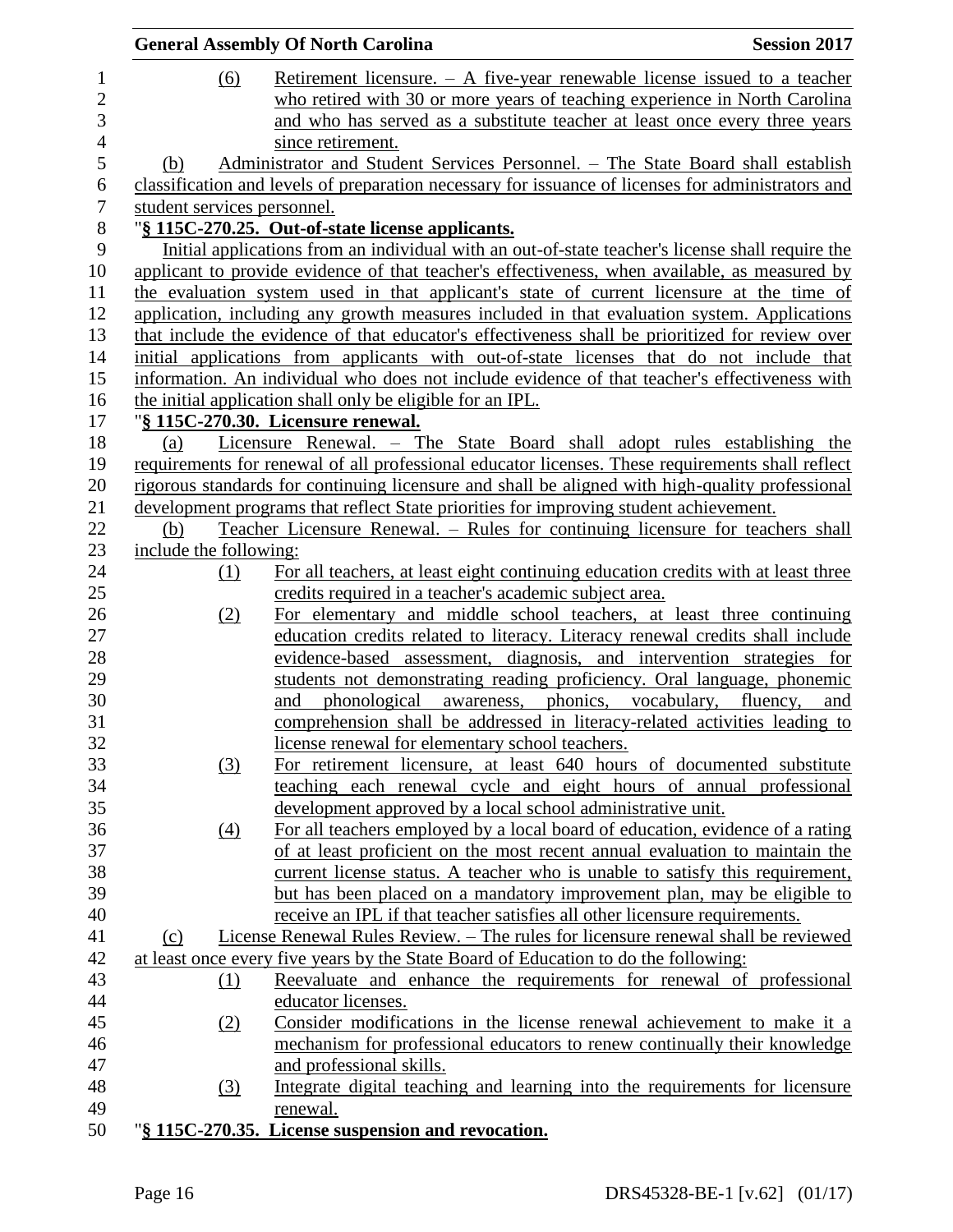(6) Retirement licensure. – A five-year renewable license issued to a teacher who retired with 30 or more years of teaching experience in North Carolina and who has served as a substitute teacher at least once every three years since retirement.

(b) Administrator and Student Services Personnel. – The State Board shall establish classification and levels of preparation necessary for issuance of licenses for administrators and student services personnel.

"**§ 115C-270.25. Out-of-state license applicants.**

Initial applications from an individual with an out-of-state teacher's license shall require the applicant to provide evidence of that teacher's effectiveness, when available, as measured by the evaluation system used in that applicant's state of current licensure at the time of application, including any growth measures included in that evaluation system. Applications that include the evidence of that educator's effectiveness shall be prioritized for review over initial applications from applicants with out-of-state licenses that do not include that information. An individual who does not include evidence of that teacher's effectiveness with the initial application shall only be eligible for an IPL.

"**§ 115C-270.30. Licensure renewal.**

(a) Licensure Renewal. – The State Board shall adopt rules establishing the requirements for renewal of all professional educator licenses. These requirements shall reflect rigorous standards for continuing licensure and shall be aligned with high-quality professional development programs that reflect State priorities for improving student achievement.

(b) Teacher Licensure Renewal. – Rules for continuing licensure for teachers shall include the following:

(1) For all teachers, at least eight continuing education credits with at least three credits required in a teacher's academic subject area.

(2) For elementary and middle school teachers, at least three continuing education credits related to literacy. Literacy renewal credits shall include evidence-based assessment, diagnosis, and intervention strategies for students not demonstrating reading proficiency. Oral language, phonemic and phonological awareness, phonics, vocabulary, fluency, and comprehension shall be addressed in literacy-related activities leading to license renewal for elementary school teachers.

(3) For retirement licensure, at least 640 hours of documented substitute teaching each renewal cycle and eight hours of annual professional development approved by a local school administrative unit.

(4) For all teachers employed by a local board of education, evidence of a rating of at least proficient on the most recent annual evaluation to maintain the current license status. A teacher who is unable to satisfy this requirement, but has been placed on a mandatory improvement plan, may be eligible to receive an IPL if that teacher satisfies all other licensure requirements.

(c) License Renewal Rules Review. – The rules for licensure renewal shall be reviewed at least once every five years by the State Board of Education to do the following:

(1) Reevaluate and enhance the requirements for renewal of professional educator licenses.

(2) Consider modifications in the license renewal achievement to make it a mechanism for professional educators to renew continually their knowledge and professional skills.

(3) Integrate digital teaching and learning into the requirements for licensure renewal.

"**§ 115C-270.35. License suspension and revocation.**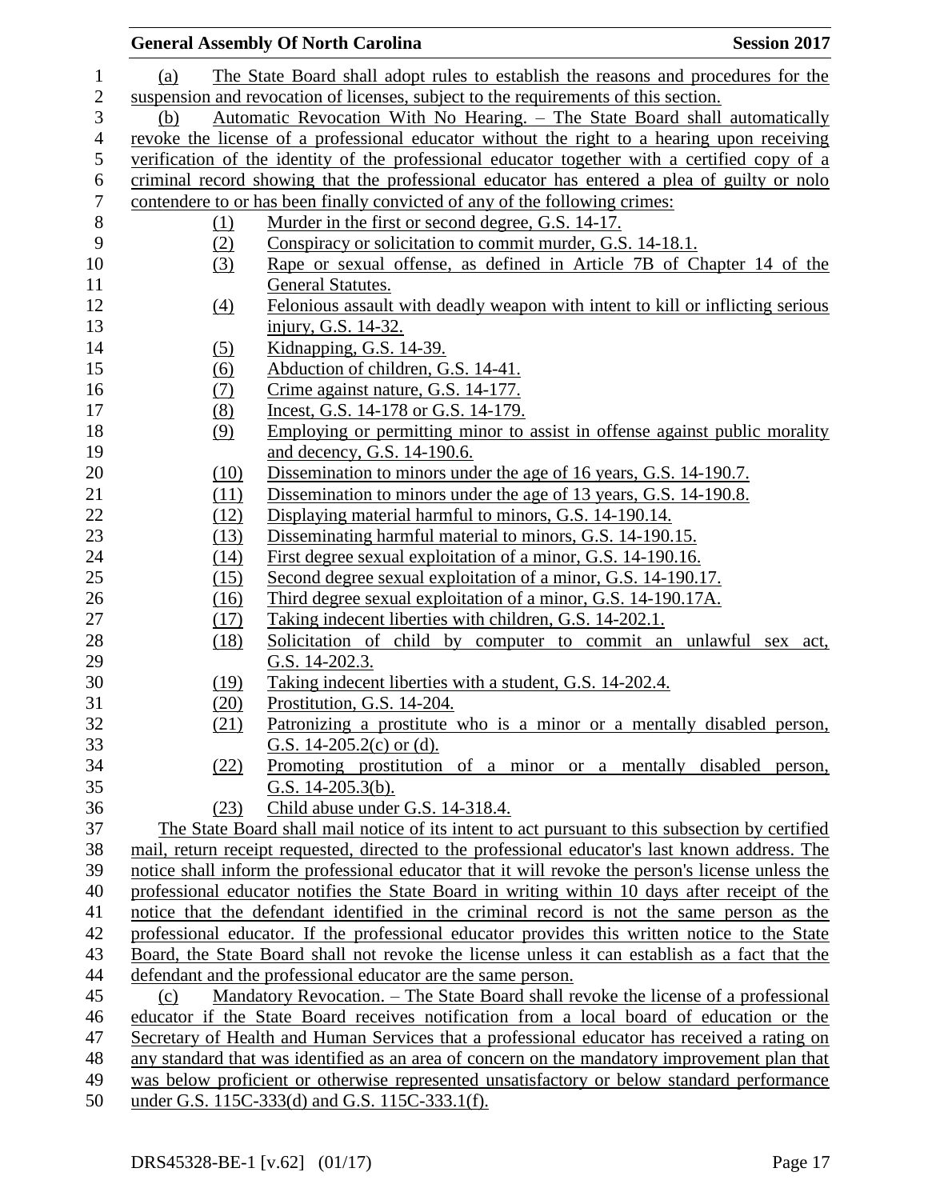(a) The State Board shall adopt rules to establish the reasons and procedures for the suspension and revocation of licenses, subject to the requirements of this section.

(b) Automatic Revocation With No Hearing. – The State Board shall automatically revoke the license of a professional educator without the right to a hearing upon receiving verification of the identity of the professional educator together with a certified copy of a criminal record showing that the professional educator has entered a plea of guilty or nolo contendere to or has been finally convicted of any of the following crimes:

(1) Murder in the first or second degree, G.S. 14-17.
(2) Conspiracy or solicitation to commit murder, G.S. 14-18.1.
(3) Rape or sexual offense, as defined in Article 7B of Chapter 14 of the General Statutes.
(4) Felonious assault with deadly weapon with intent to kill or inflicting serious injury, G.S. 14-32.
(5) Kidnapping, G.S. 14-39.
(6) Abduction of children, G.S. 14-41.
(7) Crime against nature, G.S. 14-177.
(8) Incest, G.S. 14-178 or G.S. 14-179.
(9) Employing or permitting minor to assist in offense against public morality and decency, G.S. 14-190.6.
(10) Dissemination to minors under the age of 16 years, G.S. 14-190.7.
(11) Dissemination to minors under the age of 13 years, G.S. 14-190.8.
(12) Displaying material harmful to minors, G.S. 14-190.14.
(13) Disseminating harmful material to minors, G.S. 14-190.15.
(14) First degree sexual exploitation of a minor, G.S. 14-190.16.
(15) Second degree sexual exploitation of a minor, G.S. 14-190.17.
(16) Third degree sexual exploitation of a minor, G.S. 14-190.17A.
(17) Taking indecent liberties with children, G.S. 14-202.1.
(18) Solicitation of child by computer to commit an unlawful sex act, G.S. 14-202.3.
(19) Taking indecent liberties with a student, G.S. 14-202.4.
(20) Prostitution, G.S. 14-204.
(21) Patronizing a prostitute who is a minor or a mentally disabled person, G.S. 14-205.2(c) or (d).
(22) Promoting prostitution of a minor or a mentally disabled person, G.S. 14-205.3(b).
(23) Child abuse under G.S. 14-318.4.

The State Board shall mail notice of its intent to act pursuant to this subsection by certified mail, return receipt requested, directed to the professional educator's last known address. The notice shall inform the professional educator that it will revoke the person's license unless the professional educator notifies the State Board in writing within 10 days after receipt of the notice that the defendant identified in the criminal record is not the same person as the professional educator. If the professional educator provides this written notice to the State Board, the State Board shall not revoke the license unless it can establish as a fact that the defendant and the professional educator are the same person.

(c) Mandatory Revocation. – The State Board shall revoke the license of a professional educator if the State Board receives notification from a local board of education or the Secretary of Health and Human Services that a professional educator has received a rating on any standard that was identified as an area of concern on the mandatory improvement plan that was below proficient or otherwise represented unsatisfactory or below standard performance under G.S. 115C-333(d) and G.S. 115C-333.1(f).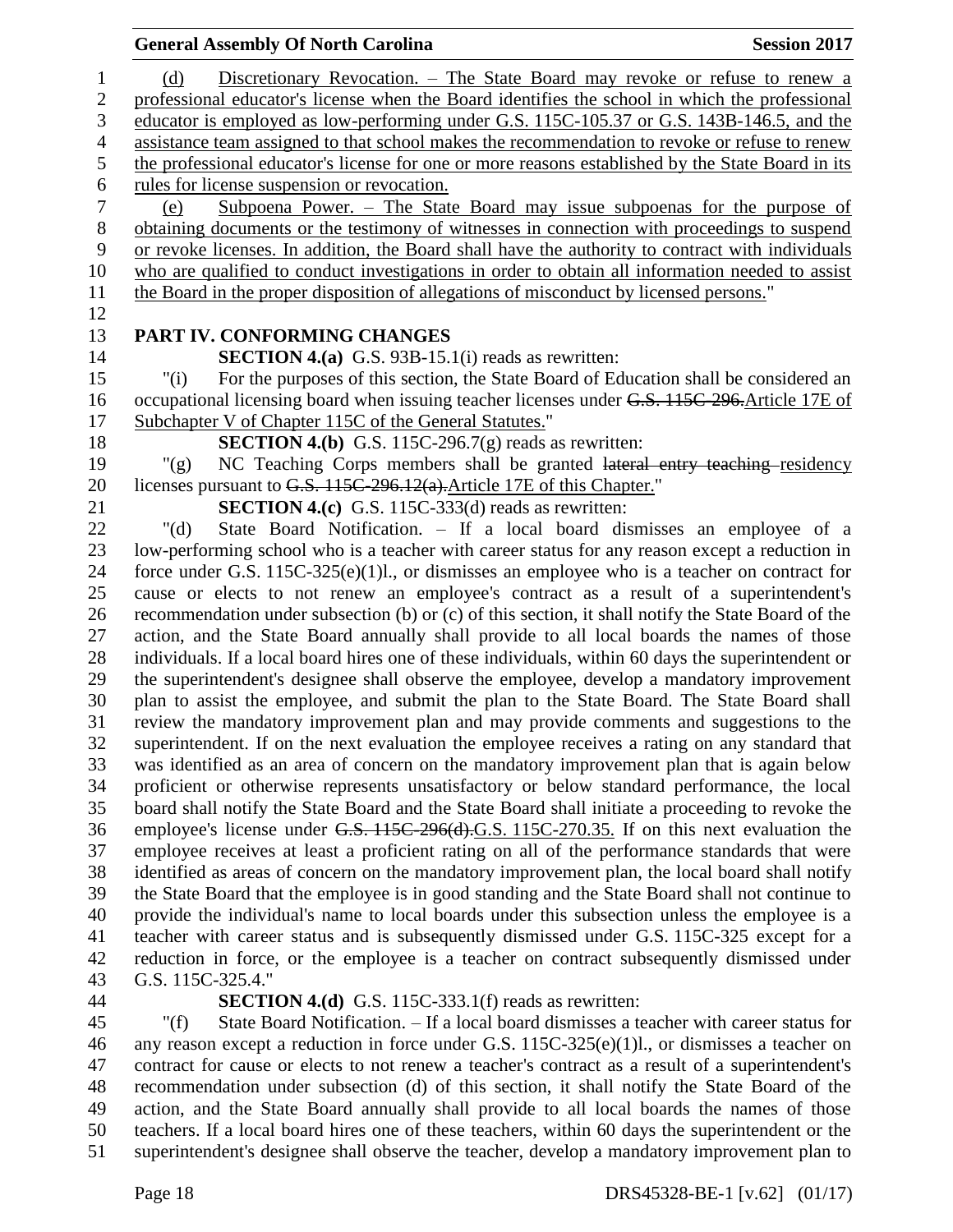(d) Discretionary Revocation. – The State Board may revoke or refuse to renew a professional educator's license when the Board identifies the school in which the professional educator is employed as low-performing under G.S. 115C-105.37 or G.S. 143B-146.5, and the assistance team assigned to that school makes the recommendation to revoke or refuse to renew the professional educator's license for one or more reasons established by the State Board in its rules for license suspension or revocation.

(e) Subpoena Power. – The State Board may issue subpoenas for the purpose of obtaining documents or the testimony of witnesses in connection with proceedings to suspend or revoke licenses. In addition, the Board shall have the authority to contract with individuals who are qualified to conduct investigations in order to obtain all information needed to assist the Board in the proper disposition of allegations of misconduct by licensed persons."

## PART IV. CONFORMING CHANGES

**SECTION 4.(a)** G.S. 93B-15.1(i) reads as rewritten:

"(i) For the purposes of this section, the State Board of Education shall be considered an occupational licensing board when issuing teacher licenses under ~~G.S. 115C-296.~~Article 17E of Subchapter V of Chapter 115C of the General Statutes."

**SECTION 4.(b)** G.S. 115C-296.7(g) reads as rewritten:

"(g) NC Teaching Corps members shall be granted ~~lateral entry teaching~~ residency licenses pursuant to ~~G.S. 115C-296.12(a).~~Article 17E of this Chapter."

**SECTION 4.(c)** G.S. 115C-333(d) reads as rewritten:

"(d) State Board Notification. – If a local board dismisses an employee of a low-performing school who is a teacher with career status for any reason except a reduction in force under G.S. 115C-325(e)(1)l., or dismisses an employee who is a teacher on contract for cause or elects to not renew an employee's contract as a result of a superintendent's recommendation under subsection (b) or (c) of this section, it shall notify the State Board of the action, and the State Board annually shall provide to all local boards the names of those individuals. If a local board hires one of these individuals, within 60 days the superintendent or the superintendent's designee shall observe the employee, develop a mandatory improvement plan to assist the employee, and submit the plan to the State Board. The State Board shall review the mandatory improvement plan and may provide comments and suggestions to the superintendent. If on the next evaluation the employee receives a rating on any standard that was identified as an area of concern on the mandatory improvement plan that is again below proficient or otherwise represents unsatisfactory or below standard performance, the local board shall notify the State Board and the State Board shall initiate a proceeding to revoke the employee's license under ~~G.S. 115C-296(d).~~G.S. 115C-270.35. If on this next evaluation the employee receives at least a proficient rating on all of the performance standards that were identified as areas of concern on the mandatory improvement plan, the local board shall notify the State Board that the employee is in good standing and the State Board shall not continue to provide the individual's name to local boards under this subsection unless the employee is a teacher with career status and is subsequently dismissed under G.S. 115C-325 except for a reduction in force, or the employee is a teacher on contract subsequently dismissed under G.S. 115C-325.4."

**SECTION 4.(d)** G.S. 115C-333.1(f) reads as rewritten:

"(f) State Board Notification. – If a local board dismisses a teacher with career status for any reason except a reduction in force under G.S. 115C-325(e)(1)l., or dismisses a teacher on contract for cause or elects to not renew a teacher's contract as a result of a superintendent's recommendation under subsection (d) of this section, it shall notify the State Board of the action, and the State Board annually shall provide to all local boards the names of those teachers. If a local board hires one of these teachers, within 60 days the superintendent or the superintendent's designee shall observe the teacher, develop a mandatory improvement plan to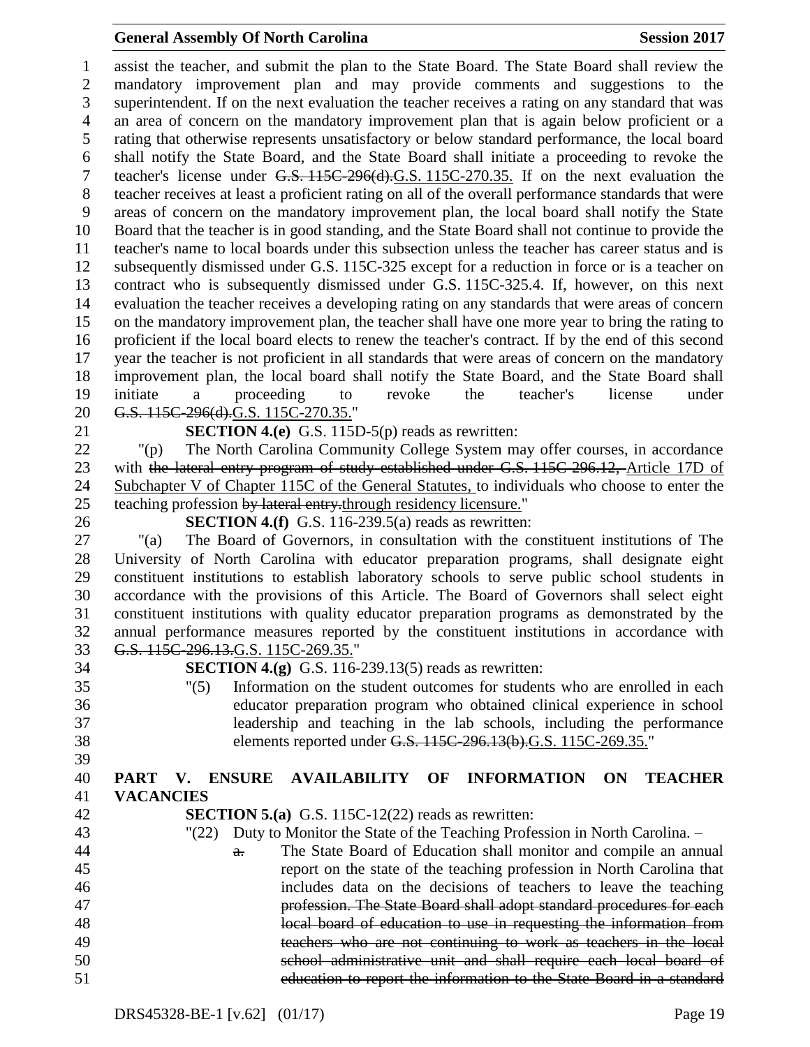assist the teacher, and submit the plan to the State Board. The State Board shall review the mandatory improvement plan and may provide comments and suggestions to the superintendent. If on the next evaluation the teacher receives a rating on any standard that was an area of concern on the mandatory improvement plan that is again below proficient or a rating that otherwise represents unsatisfactory or below standard performance, the local board shall notify the State Board, and the State Board shall initiate a proceeding to revoke the teacher's license under ~~G.S. 115C-296(d).~~G.S. 115C-270.35. If on the next evaluation the teacher receives at least a proficient rating on all of the overall performance standards that were areas of concern on the mandatory improvement plan, the local board shall notify the State Board that the teacher is in good standing, and the State Board shall not continue to provide the teacher's name to local boards under this subsection unless the teacher has career status and is subsequently dismissed under G.S. 115C-325 except for a reduction in force or is a teacher on contract who is subsequently dismissed under G.S. 115C-325.4. If, however, on this next evaluation the teacher receives a developing rating on any standards that were areas of concern on the mandatory improvement plan, the teacher shall have one more year to bring the rating to proficient if the local board elects to renew the teacher's contract. If by the end of this second year the teacher is not proficient in all standards that were areas of concern on the mandatory improvement plan, the local board shall notify the State Board, and the State Board shall initiate a proceeding to revoke the teacher's license under ~~G.S. 115C-296(d).~~G.S. 115C-270.35."

**SECTION 4.(e)** G.S. 115D-5(p) reads as rewritten:

"(p) The North Carolina Community College System may offer courses, in accordance with ~~the lateral entry program of study established under G.S. 115C-296.12,~~ Article 17D of Subchapter V of Chapter 115C of the General Statutes, to individuals who choose to enter the teaching profession ~~by lateral entry.~~through residency licensure."

**SECTION 4.(f)** G.S. 116-239.5(a) reads as rewritten:

"(a) The Board of Governors, in consultation with the constituent institutions of The University of North Carolina with educator preparation programs, shall designate eight constituent institutions to establish laboratory schools to serve public school students in accordance with the provisions of this Article. The Board of Governors shall select eight constituent institutions with quality educator preparation programs as demonstrated by the annual performance measures reported by the constituent institutions in accordance with ~~G.S. 115C-296.13.~~G.S. 115C-269.35."

**SECTION 4.(g)** G.S. 116-239.13(5) reads as rewritten:

"(5) Information on the student outcomes for students who are enrolled in each educator preparation program who obtained clinical experience in school leadership and teaching in the lab schools, including the performance elements reported under ~~G.S. 115C-296.13(b).~~G.S. 115C-269.35."

## PART V. ENSURE AVAILABILITY OF INFORMATION ON TEACHER VACANCIES

**SECTION 5.(a)** G.S. 115C-12(22) reads as rewritten:

"(22) Duty to Monitor the State of the Teaching Profession in North Carolina. –

~~a.~~ The State Board of Education shall monitor and compile an annual report on the state of the teaching profession in North Carolina that includes data on the decisions of teachers to leave the teaching ~~profession. The State Board shall adopt standard procedures for each local board of education to use in requesting the information from teachers who are not continuing to work as teachers in the local school administrative unit and shall require each local board of education to report the information to the State Board in a standard~~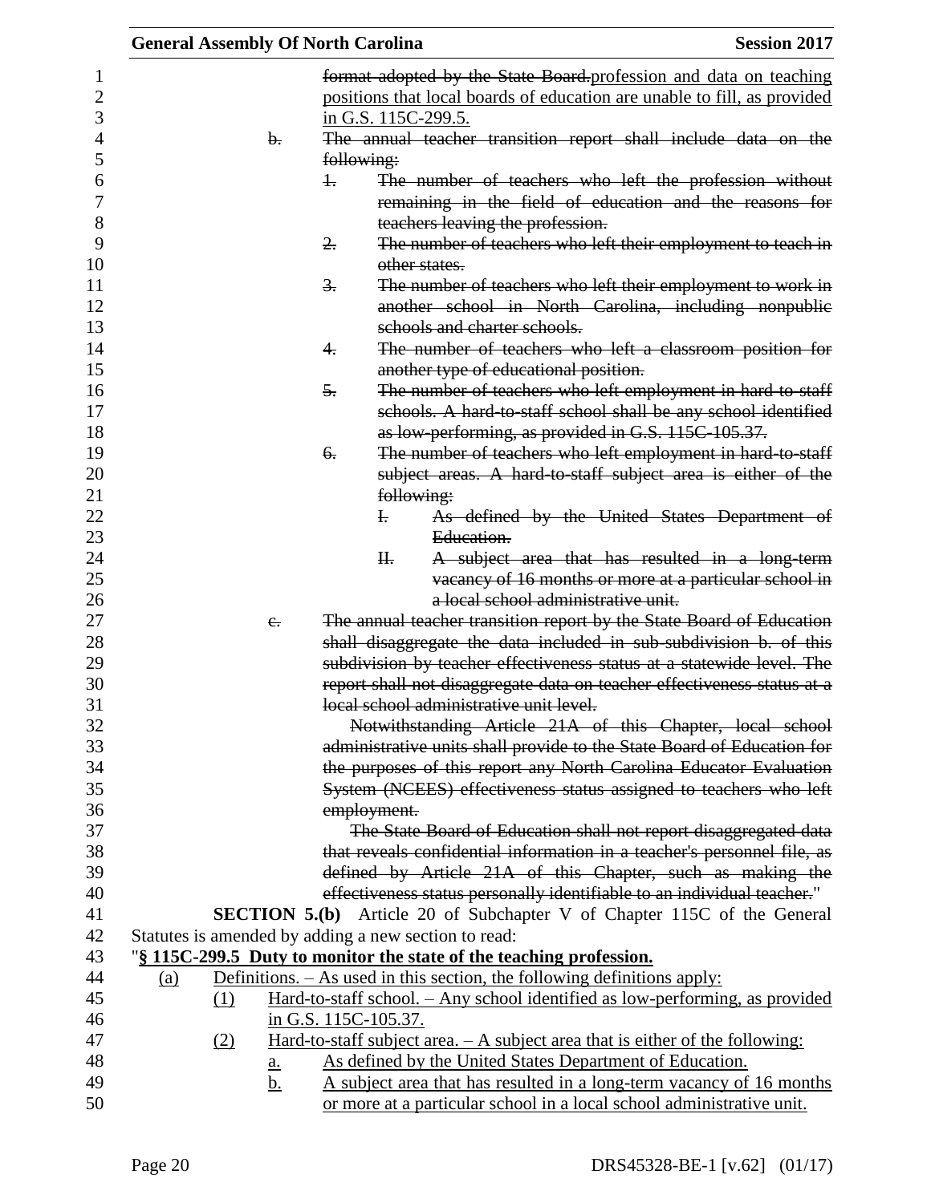format adopted by the State Board.profession and data on teaching positions that local boards of education are unable to fill, as provided in G.S. 115C-299.5.

b. The annual teacher transition report shall include data on the following:

1. The number of teachers who left the profession without remaining in the field of education and the reasons for teachers leaving the profession.

2. The number of teachers who left their employment to teach in other states.

3. The number of teachers who left their employment to work in another school in North Carolina, including nonpublic schools and charter schools.

4. The number of teachers who left a classroom position for another type of educational position.

5. The number of teachers who left employment in hard-to-staff schools. A hard-to-staff school shall be any school identified as low-performing, as provided in G.S. 115C-105.37.

6. The number of teachers who left employment in hard-to-staff subject areas. A hard-to-staff subject area is either of the following:

I. As defined by the United States Department of Education.

II. A subject area that has resulted in a long-term vacancy of 16 months or more at a particular school in a local school administrative unit.

c. The annual teacher transition report by the State Board of Education shall disaggregate the data included in sub-subdivision b. of this subdivision by teacher effectiveness status at a statewide level. The report shall not disaggregate data on teacher effectiveness status at a local school administrative unit level.

Notwithstanding Article 21A of this Chapter, local school administrative units shall provide to the State Board of Education for the purposes of this report any North Carolina Educator Evaluation System (NCEES) effectiveness status assigned to teachers who left employment.

The State Board of Education shall not report disaggregated data that reveals confidential information in a teacher's personnel file, as defined by Article 21A of this Chapter, such as making the effectiveness status personally identifiable to an individual teacher."

**SECTION 5.(b)** Article 20 of Subchapter V of Chapter 115C of the General Statutes is amended by adding a new section to read:

"**§ 115C-299.5 Duty to monitor the state of the teaching profession.**

(a) Definitions. – As used in this section, the following definitions apply:

(1) Hard-to-staff school. – Any school identified as low-performing, as provided in G.S. 115C-105.37.

(2) Hard-to-staff subject area. – A subject area that is either of the following:

a. As defined by the United States Department of Education.

b. A subject area that has resulted in a long-term vacancy of 16 months or more at a particular school in a local school administrative unit.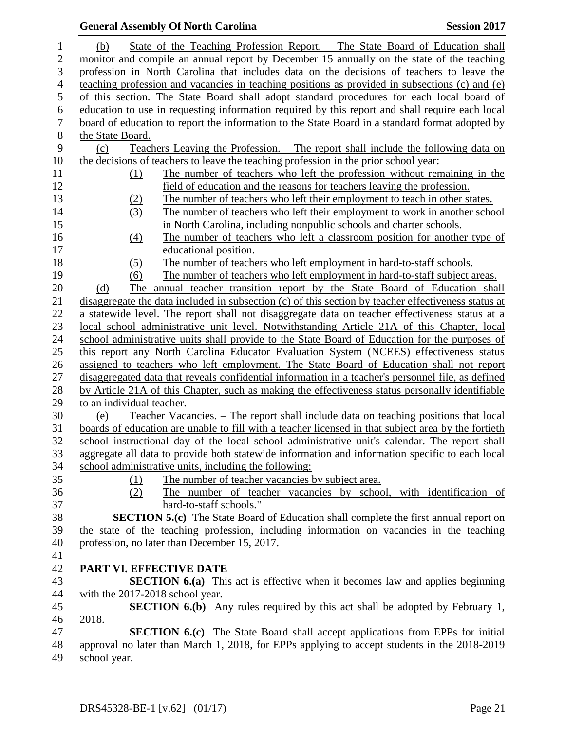(b) State of the Teaching Profession Report. – The State Board of Education shall monitor and compile an annual report by December 15 annually on the state of the teaching profession in North Carolina that includes data on the decisions of teachers to leave the teaching profession and vacancies in teaching positions as provided in subsections (c) and (e) of this section. The State Board shall adopt standard procedures for each local board of education to use in requesting information required by this report and shall require each local board of education to report the information to the State Board in a standard format adopted by the State Board.

(c) Teachers Leaving the Profession. – The report shall include the following data on the decisions of teachers to leave the teaching profession in the prior school year:

(1) The number of teachers who left the profession without remaining in the field of education and the reasons for teachers leaving the profession.
(2) The number of teachers who left their employment to teach in other states.
(3) The number of teachers who left their employment to work in another school in North Carolina, including nonpublic schools and charter schools.
(4) The number of teachers who left a classroom position for another type of educational position.
(5) The number of teachers who left employment in hard-to-staff schools.
(6) The number of teachers who left employment in hard-to-staff subject areas.

(d) The annual teacher transition report by the State Board of Education shall disaggregate the data included in subsection (c) of this section by teacher effectiveness status at a statewide level. The report shall not disaggregate data on teacher effectiveness status at a local school administrative unit level. Notwithstanding Article 21A of this Chapter, local school administrative units shall provide to the State Board of Education for the purposes of this report any North Carolina Educator Evaluation System (NCEES) effectiveness status assigned to teachers who left employment. The State Board of Education shall not report disaggregated data that reveals confidential information in a teacher's personnel file, as defined by Article 21A of this Chapter, such as making the effectiveness status personally identifiable to an individual teacher.

(e) Teacher Vacancies. – The report shall include data on teaching positions that local boards of education are unable to fill with a teacher licensed in that subject area by the fortieth school instructional day of the local school administrative unit's calendar. The report shall aggregate all data to provide both statewide information and information specific to each local school administrative units, including the following:

(1) The number of teacher vacancies by subject area.
(2) The number of teacher vacancies by school, with identification of hard-to-staff schools."

**SECTION 5.(c)** The State Board of Education shall complete the first annual report on the state of the teaching profession, including information on vacancies in the teaching profession, no later than December 15, 2017.

## PART VI. EFFECTIVE DATE

**SECTION 6.(a)** This act is effective when it becomes law and applies beginning with the 2017-2018 school year.

**SECTION 6.(b)** Any rules required by this act shall be adopted by February 1, 2018.

**SECTION 6.(c)** The State Board shall accept applications from EPPs for initial approval no later than March 1, 2018, for EPPs applying to accept students in the 2018-2019 school year.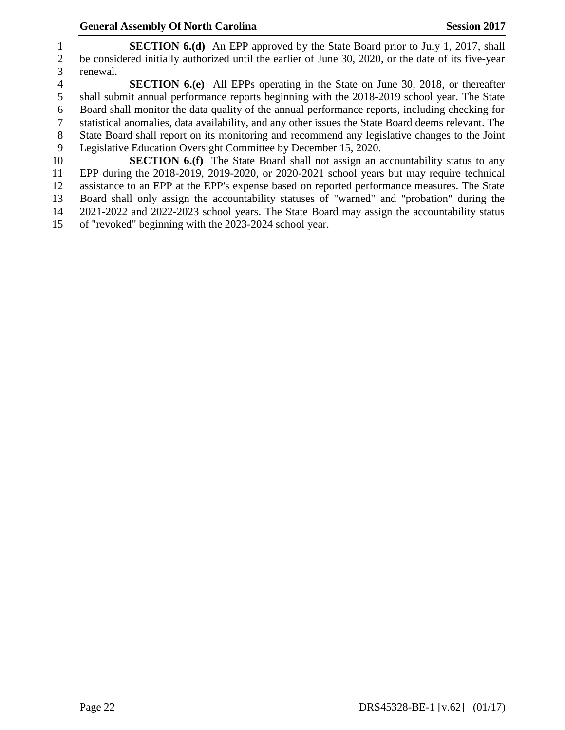**SECTION 6.(d)** An EPP approved by the State Board prior to July 1, 2017, shall be considered initially authorized until the earlier of June 30, 2020, or the date of its five-year renewal.

**SECTION 6.(e)** All EPPs operating in the State on June 30, 2018, or thereafter shall submit annual performance reports beginning with the 2018-2019 school year. The State Board shall monitor the data quality of the annual performance reports, including checking for statistical anomalies, data availability, and any other issues the State Board deems relevant. The State Board shall report on its monitoring and recommend any legislative changes to the Joint Legislative Education Oversight Committee by December 15, 2020.

**SECTION 6.(f)** The State Board shall not assign an accountability status to any EPP during the 2018-2019, 2019-2020, or 2020-2021 school years but may require technical assistance to an EPP at the EPP's expense based on reported performance measures. The State Board shall only assign the accountability statuses of "warned" and "probation" during the 2021-2022 and 2022-2023 school years. The State Board may assign the accountability status of "revoked" beginning with the 2023-2024 school year.